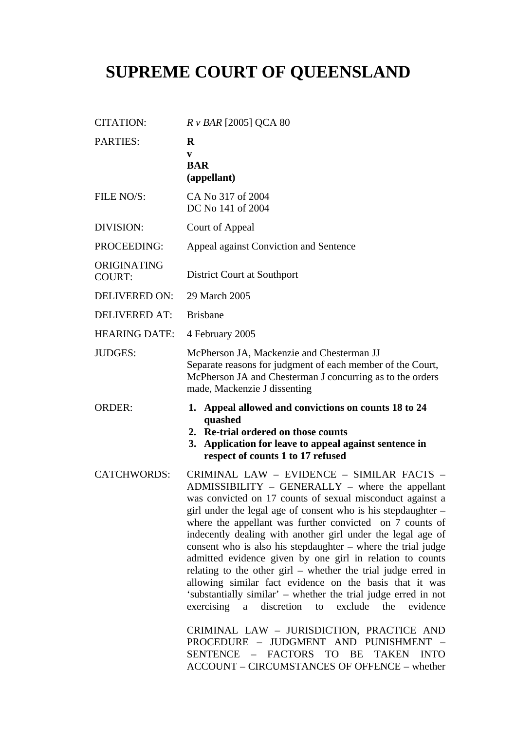# SUPREME COURT OF QUEENSLAND

| | |
|---|---|
| CITATION: | *R v BAR* [2005] QCA 80 |
| PARTIES: | **R**<br>**v**<br>**BAR**<br>**(appellant)** |
| FILE NO/S: | CA No 317 of 2004<br>DC No 141 of 2004 |
| DIVISION: | Court of Appeal |
| PROCEEDING: | Appeal against Conviction and Sentence |
| ORIGINATING COURT: | District Court at Southport |
| DELIVERED ON: | 29 March 2005 |
| DELIVERED AT: | Brisbane |
| HEARING DATE: | 4 February 2005 |
| JUDGES: | McPherson JA, Mackenzie and Chesterman JJ<br>Separate reasons for judgment of each member of the Court, McPherson JA and Chesterman J concurring as to the orders made, Mackenzie J dissenting |
| ORDER: | **1. Appeal allowed and convictions on counts 18 to 24 quashed**<br>**2. Re-trial ordered on those counts**<br>**3. Application for leave to appeal against sentence in respect of counts 1 to 17 refused** |
| CATCHWORDS: | CRIMINAL LAW – EVIDENCE – SIMILAR FACTS – ADMISSIBILITY – GENERALLY – where the appellant was convicted on 17 counts of sexual misconduct against a girl under the legal age of consent who is his stepdaughter – where the appellant was further convicted on 7 counts of indecently dealing with another girl under the legal age of consent who is also his stepdaughter – where the trial judge admitted evidence given by one girl in relation to counts relating to the other girl – whether the trial judge erred in allowing similar fact evidence on the basis that it was 'substantially similar' – whether the trial judge erred in not exercising a discretion to exclude the evidence<br><br>CRIMINAL LAW – JURISDICTION, PRACTICE AND PROCEDURE – JUDGMENT AND PUNISHMENT – SENTENCE – FACTORS TO BE TAKEN INTO ACCOUNT – CIRCUMSTANCES OF OFFENCE – whether |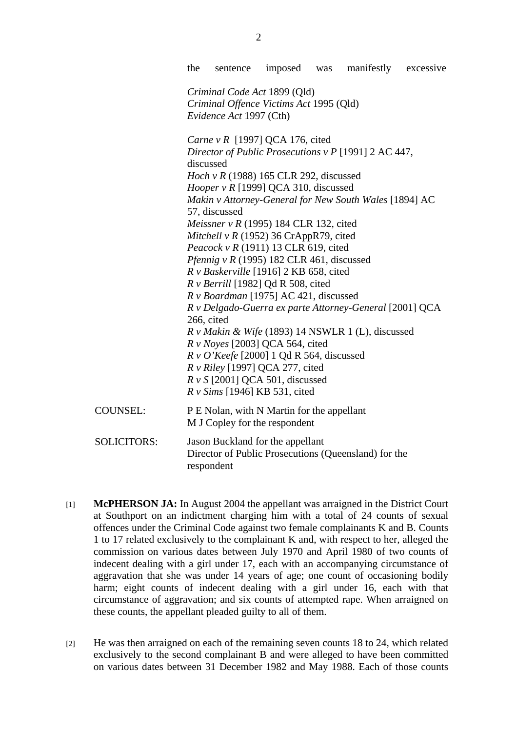the sentence imposed was manifestly excessive

*Criminal Code Act* 1899 (Qld)
*Criminal Offence Victims Act* 1995 (Qld)
*Evidence Act* 1997 (Cth)

*Carne v R* [1997] QCA 176, cited
*Director of Public Prosecutions v P* [1991] 2 AC 447, discussed
*Hoch v R* (1988) 165 CLR 292, discussed
*Hooper v R* [1999] QCA 310, discussed
*Makin v Attorney-General for New South Wales* [1894] AC 57, discussed
*Meissner v R* (1995) 184 CLR 132, cited
*Mitchell v R* (1952) 36 CrAppR79, cited
*Peacock v R* (1911) 13 CLR 619, cited
*Pfennig v R* (1995) 182 CLR 461, discussed
*R v Baskerville* [1916] 2 KB 658, cited
*R v Berrill* [1982] Qd R 508, cited
*R v Boardman* [1975] AC 421, discussed
*R v Delgado-Guerra ex parte Attorney-General* [2001] QCA 266, cited
*R v Makin & Wife* (1893) 14 NSWLR 1 (L), discussed
*R v Noyes* [2003] QCA 564, cited
*R v O'Keefe* [2000] 1 Qd R 564, discussed
*R v Riley* [1997] QCA 277, cited
*R v S* [2001] QCA 501, discussed
*R v Sims* [1946] KB 531, cited

COUNSEL: P E Nolan, with N Martin for the appellant
M J Copley for the respondent

SOLICITORS: Jason Buckland for the appellant
Director of Public Prosecutions (Queensland) for the respondent

[1] **McPHERSON JA:** In August 2004 the appellant was arraigned in the District Court at Southport on an indictment charging him with a total of 24 counts of sexual offences under the Criminal Code against two female complainants K and B. Counts 1 to 17 related exclusively to the complainant K and, with respect to her, alleged the commission on various dates between July 1970 and April 1980 of two counts of indecent dealing with a girl under 17, each with an accompanying circumstance of aggravation that she was under 14 years of age; one count of occasioning bodily harm; eight counts of indecent dealing with a girl under 16, each with that circumstance of aggravation; and six counts of attempted rape. When arraigned on these counts, the appellant pleaded guilty to all of them.

[2] He was then arraigned on each of the remaining seven counts 18 to 24, which related exclusively to the second complainant B and were alleged to have been committed on various dates between 31 December 1982 and May 1988. Each of those counts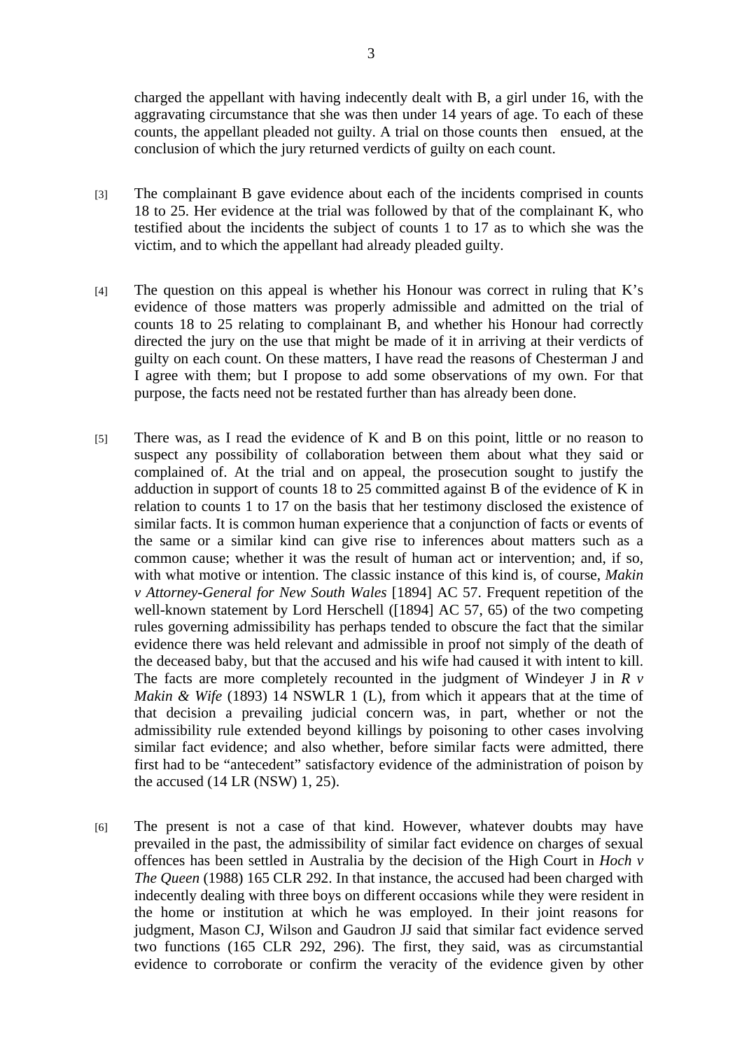charged the appellant with having indecently dealt with B, a girl under 16, with the aggravating circumstance that she was then under 14 years of age. To each of these counts, the appellant pleaded not guilty. A trial on those counts then ensued, at the conclusion of which the jury returned verdicts of guilty on each count.

[3] The complainant B gave evidence about each of the incidents comprised in counts 18 to 25. Her evidence at the trial was followed by that of the complainant K, who testified about the incidents the subject of counts 1 to 17 as to which she was the victim, and to which the appellant had already pleaded guilty.

[4] The question on this appeal is whether his Honour was correct in ruling that K's evidence of those matters was properly admissible and admitted on the trial of counts 18 to 25 relating to complainant B, and whether his Honour had correctly directed the jury on the use that might be made of it in arriving at their verdicts of guilty on each count. On these matters, I have read the reasons of Chesterman J and I agree with them; but I propose to add some observations of my own. For that purpose, the facts need not be restated further than has already been done.

[5] There was, as I read the evidence of K and B on this point, little or no reason to suspect any possibility of collaboration between them about what they said or complained of. At the trial and on appeal, the prosecution sought to justify the adduction in support of counts 18 to 25 committed against B of the evidence of K in relation to counts 1 to 17 on the basis that her testimony disclosed the existence of similar facts. It is common human experience that a conjunction of facts or events of the same or a similar kind can give rise to inferences about matters such as a common cause; whether it was the result of human act or intervention; and, if so, with what motive or intention. The classic instance of this kind is, of course, *Makin v Attorney-General for New South Wales* [1894] AC 57. Frequent repetition of the well-known statement by Lord Herschell ([1894] AC 57, 65) of the two competing rules governing admissibility has perhaps tended to obscure the fact that the similar evidence there was held relevant and admissible in proof not simply of the death of the deceased baby, but that the accused and his wife had caused it with intent to kill. The facts are more completely recounted in the judgment of Windeyer J in *R v Makin & Wife* (1893) 14 NSWLR 1 (L), from which it appears that at the time of that decision a prevailing judicial concern was, in part, whether or not the admissibility rule extended beyond killings by poisoning to other cases involving similar fact evidence; and also whether, before similar facts were admitted, there first had to be "antecedent" satisfactory evidence of the administration of poison by the accused (14 LR (NSW) 1, 25).

[6] The present is not a case of that kind. However, whatever doubts may have prevailed in the past, the admissibility of similar fact evidence on charges of sexual offences has been settled in Australia by the decision of the High Court in *Hoch v The Queen* (1988) 165 CLR 292. In that instance, the accused had been charged with indecently dealing with three boys on different occasions while they were resident in the home or institution at which he was employed. In their joint reasons for judgment, Mason CJ, Wilson and Gaudron JJ said that similar fact evidence served two functions (165 CLR 292, 296). The first, they said, was as circumstantial evidence to corroborate or confirm the veracity of the evidence given by other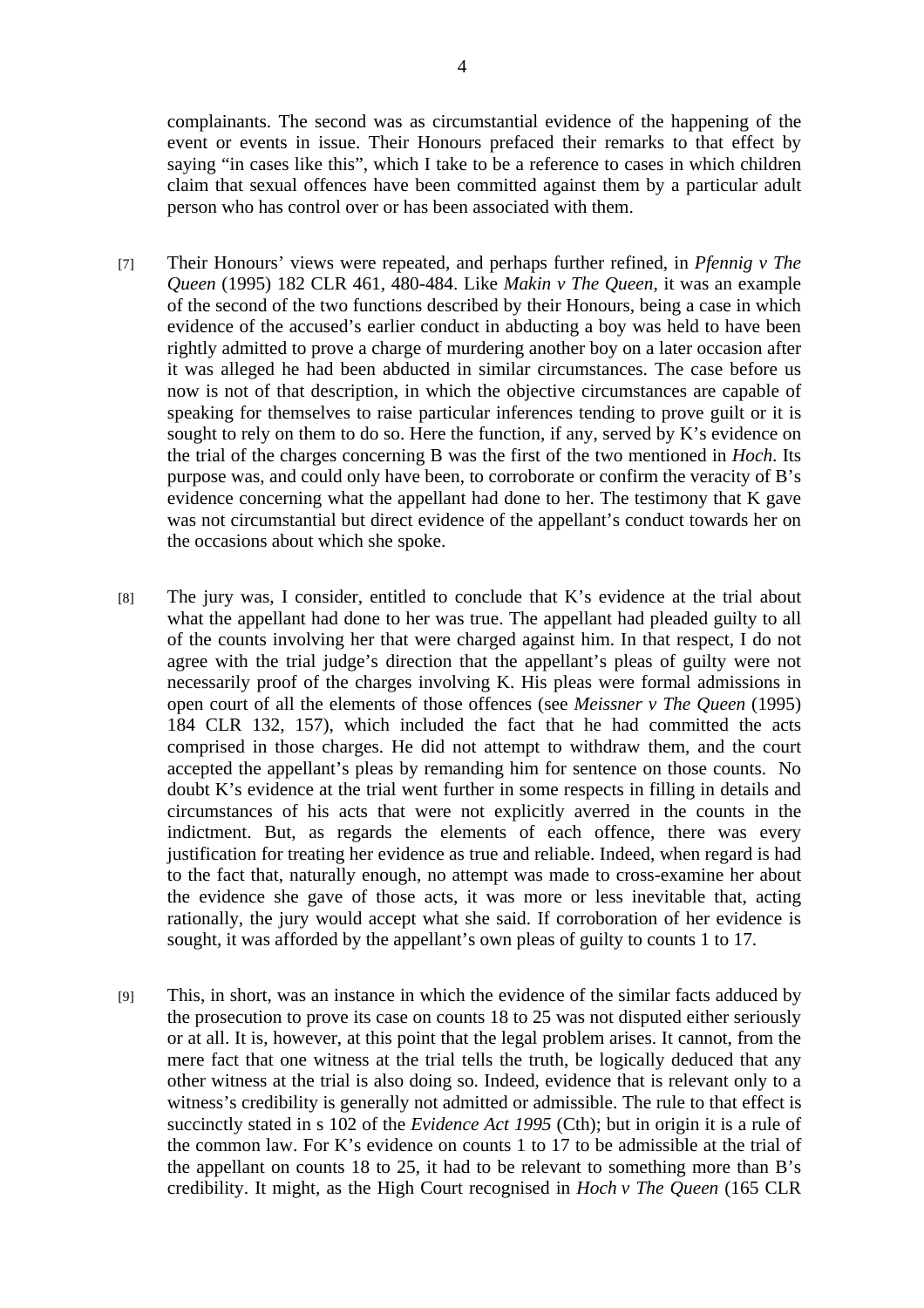complainants. The second was as circumstantial evidence of the happening of the event or events in issue. Their Honours prefaced their remarks to that effect by saying "in cases like this", which I take to be a reference to cases in which children claim that sexual offences have been committed against them by a particular adult person who has control over or has been associated with them.

[7] Their Honours' views were repeated, and perhaps further refined, in *Pfennig v The Queen* (1995) 182 CLR 461, 480-484. Like *Makin v The Queen*, it was an example of the second of the two functions described by their Honours, being a case in which evidence of the accused's earlier conduct in abducting a boy was held to have been rightly admitted to prove a charge of murdering another boy on a later occasion after it was alleged he had been abducted in similar circumstances. The case before us now is not of that description, in which the objective circumstances are capable of speaking for themselves to raise particular inferences tending to prove guilt or it is sought to rely on them to do so. Here the function, if any, served by K's evidence on the trial of the charges concerning B was the first of the two mentioned in *Hoch*. Its purpose was, and could only have been, to corroborate or confirm the veracity of B's evidence concerning what the appellant had done to her. The testimony that K gave was not circumstantial but direct evidence of the appellant's conduct towards her on the occasions about which she spoke.

[8] The jury was, I consider, entitled to conclude that K's evidence at the trial about what the appellant had done to her was true. The appellant had pleaded guilty to all of the counts involving her that were charged against him. In that respect, I do not agree with the trial judge's direction that the appellant's pleas of guilty were not necessarily proof of the charges involving K. His pleas were formal admissions in open court of all the elements of those offences (see *Meissner v The Queen* (1995) 184 CLR 132, 157), which included the fact that he had committed the acts comprised in those charges. He did not attempt to withdraw them, and the court accepted the appellant's pleas by remanding him for sentence on those counts. No doubt K's evidence at the trial went further in some respects in filling in details and circumstances of his acts that were not explicitly averred in the counts in the indictment. But, as regards the elements of each offence, there was every justification for treating her evidence as true and reliable. Indeed, when regard is had to the fact that, naturally enough, no attempt was made to cross-examine her about the evidence she gave of those acts, it was more or less inevitable that, acting rationally, the jury would accept what she said. If corroboration of her evidence is sought, it was afforded by the appellant's own pleas of guilty to counts 1 to 17.

[9] This, in short, was an instance in which the evidence of the similar facts adduced by the prosecution to prove its case on counts 18 to 25 was not disputed either seriously or at all. It is, however, at this point that the legal problem arises. It cannot, from the mere fact that one witness at the trial tells the truth, be logically deduced that any other witness at the trial is also doing so. Indeed, evidence that is relevant only to a witness's credibility is generally not admitted or admissible. The rule to that effect is succinctly stated in s 102 of the *Evidence Act 1995* (Cth); but in origin it is a rule of the common law. For K's evidence on counts 1 to 17 to be admissible at the trial of the appellant on counts 18 to 25, it had to be relevant to something more than B's credibility. It might, as the High Court recognised in *Hoch v The Queen* (165 CLR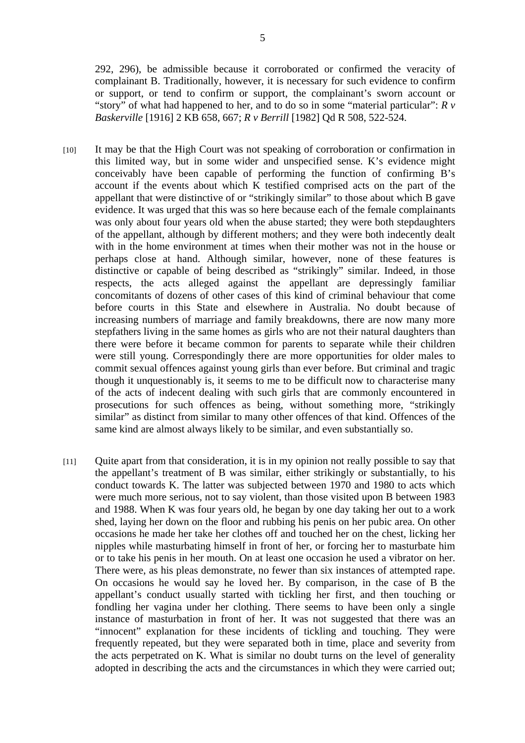292, 296), be admissible because it corroborated or confirmed the veracity of complainant B. Traditionally, however, it is necessary for such evidence to confirm or support, or tend to confirm or support, the complainant's sworn account or "story" of what had happened to her, and to do so in some "material particular": *R v Baskerville* [1916] 2 KB 658, 667; *R v Berrill* [1982] Qd R 508, 522-524.

[10] It may be that the High Court was not speaking of corroboration or confirmation in this limited way, but in some wider and unspecified sense. K's evidence might conceivably have been capable of performing the function of confirming B's account if the events about which K testified comprised acts on the part of the appellant that were distinctive of or "strikingly similar" to those about which B gave evidence. It was urged that this was so here because each of the female complainants was only about four years old when the abuse started; they were both stepdaughters of the appellant, although by different mothers; and they were both indecently dealt with in the home environment at times when their mother was not in the house or perhaps close at hand. Although similar, however, none of these features is distinctive or capable of being described as "strikingly" similar. Indeed, in those respects, the acts alleged against the appellant are depressingly familiar concomitants of dozens of other cases of this kind of criminal behaviour that come before courts in this State and elsewhere in Australia. No doubt because of increasing numbers of marriage and family breakdowns, there are now many more stepfathers living in the same homes as girls who are not their natural daughters than there were before it became common for parents to separate while their children were still young. Correspondingly there are more opportunities for older males to commit sexual offences against young girls than ever before. But criminal and tragic though it unquestionably is, it seems to me to be difficult now to characterise many of the acts of indecent dealing with such girls that are commonly encountered in prosecutions for such offences as being, without something more, "strikingly similar" as distinct from similar to many other offences of that kind. Offences of the same kind are almost always likely to be similar, and even substantially so.

[11] Quite apart from that consideration, it is in my opinion not really possible to say that the appellant's treatment of B was similar, either strikingly or substantially, to his conduct towards K. The latter was subjected between 1970 and 1980 to acts which were much more serious, not to say violent, than those visited upon B between 1983 and 1988. When K was four years old, he began by one day taking her out to a work shed, laying her down on the floor and rubbing his penis on her pubic area. On other occasions he made her take her clothes off and touched her on the chest, licking her nipples while masturbating himself in front of her, or forcing her to masturbate him or to take his penis in her mouth. On at least one occasion he used a vibrator on her. There were, as his pleas demonstrate, no fewer than six instances of attempted rape. On occasions he would say he loved her. By comparison, in the case of B the appellant's conduct usually started with tickling her first, and then touching or fondling her vagina under her clothing. There seems to have been only a single instance of masturbation in front of her. It was not suggested that there was an "innocent" explanation for these incidents of tickling and touching. They were frequently repeated, but they were separated both in time, place and severity from the acts perpetrated on K. What is similar no doubt turns on the level of generality adopted in describing the acts and the circumstances in which they were carried out;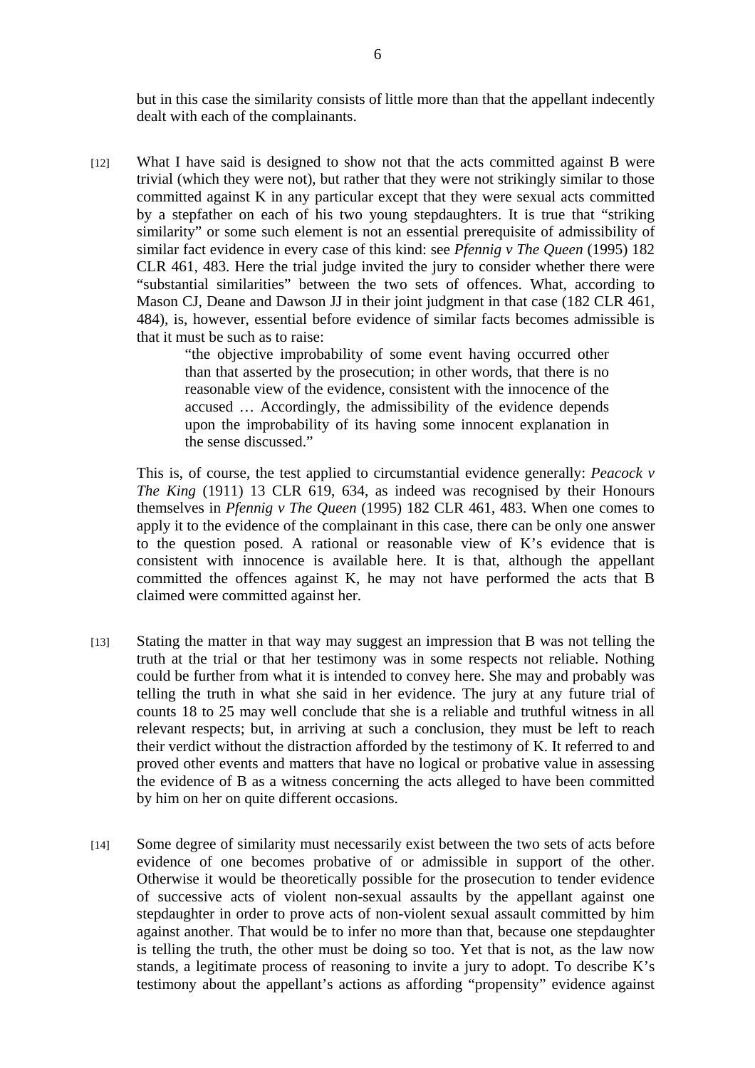but in this case the similarity consists of little more than that the appellant indecently dealt with each of the complainants.

[12] What I have said is designed to show not that the acts committed against B were trivial (which they were not), but rather that they were not strikingly similar to those committed against K in any particular except that they were sexual acts committed by a stepfather on each of his two young stepdaughters. It is true that "striking similarity" or some such element is not an essential prerequisite of admissibility of similar fact evidence in every case of this kind: see *Pfennig v The Queen* (1995) 182 CLR 461, 483. Here the trial judge invited the jury to consider whether there were "substantial similarities" between the two sets of offences. What, according to Mason CJ, Deane and Dawson JJ in their joint judgment in that case (182 CLR 461, 484), is, however, essential before evidence of similar facts becomes admissible is that it must be such as to raise:

> "the objective improbability of some event having occurred other than that asserted by the prosecution; in other words, that there is no reasonable view of the evidence, consistent with the innocence of the accused … Accordingly, the admissibility of the evidence depends upon the improbability of its having some innocent explanation in the sense discussed."

This is, of course, the test applied to circumstantial evidence generally: *Peacock v The King* (1911) 13 CLR 619, 634, as indeed was recognised by their Honours themselves in *Pfennig v The Queen* (1995) 182 CLR 461, 483. When one comes to apply it to the evidence of the complainant in this case, there can be only one answer to the question posed. A rational or reasonable view of K's evidence that is consistent with innocence is available here. It is that, although the appellant committed the offences against K, he may not have performed the acts that B claimed were committed against her.

[13] Stating the matter in that way may suggest an impression that B was not telling the truth at the trial or that her testimony was in some respects not reliable. Nothing could be further from what it is intended to convey here. She may and probably was telling the truth in what she said in her evidence. The jury at any future trial of counts 18 to 25 may well conclude that she is a reliable and truthful witness in all relevant respects; but, in arriving at such a conclusion, they must be left to reach their verdict without the distraction afforded by the testimony of K. It referred to and proved other events and matters that have no logical or probative value in assessing the evidence of B as a witness concerning the acts alleged to have been committed by him on her on quite different occasions.

[14] Some degree of similarity must necessarily exist between the two sets of acts before evidence of one becomes probative of or admissible in support of the other. Otherwise it would be theoretically possible for the prosecution to tender evidence of successive acts of violent non-sexual assaults by the appellant against one stepdaughter in order to prove acts of non-violent sexual assault committed by him against another. That would be to infer no more than that, because one stepdaughter is telling the truth, the other must be doing so too. Yet that is not, as the law now stands, a legitimate process of reasoning to invite a jury to adopt. To describe K's testimony about the appellant's actions as affording "propensity" evidence against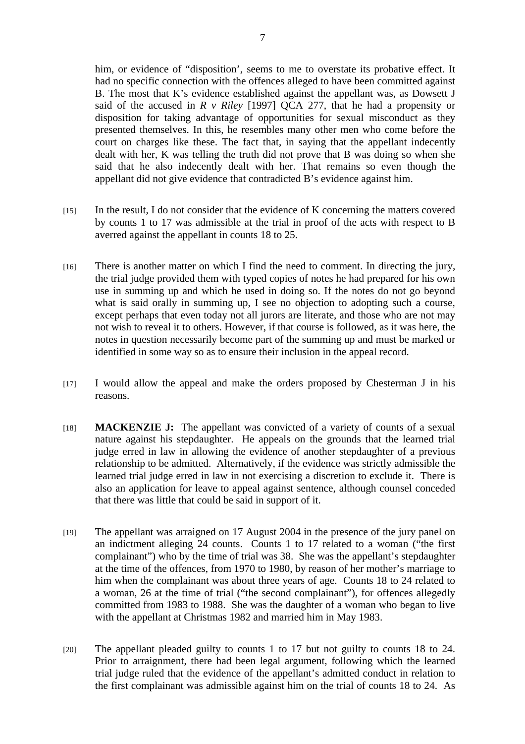him, or evidence of "disposition', seems to me to overstate its probative effect. It had no specific connection with the offences alleged to have been committed against B. The most that K's evidence established against the appellant was, as Dowsett J said of the accused in *R v Riley* [1997] QCA 277, that he had a propensity or disposition for taking advantage of opportunities for sexual misconduct as they presented themselves. In this, he resembles many other men who come before the court on charges like these. The fact that, in saying that the appellant indecently dealt with her, K was telling the truth did not prove that B was doing so when she said that he also indecently dealt with her. That remains so even though the appellant did not give evidence that contradicted B's evidence against him.

[15] In the result, I do not consider that the evidence of K concerning the matters covered by counts 1 to 17 was admissible at the trial in proof of the acts with respect to B averred against the appellant in counts 18 to 25.

[16] There is another matter on which I find the need to comment. In directing the jury, the trial judge provided them with typed copies of notes he had prepared for his own use in summing up and which he used in doing so. If the notes do not go beyond what is said orally in summing up, I see no objection to adopting such a course, except perhaps that even today not all jurors are literate, and those who are not may not wish to reveal it to others. However, if that course is followed, as it was here, the notes in question necessarily become part of the summing up and must be marked or identified in some way so as to ensure their inclusion in the appeal record.

[17] I would allow the appeal and make the orders proposed by Chesterman J in his reasons.

[18] **MACKENZIE J:** The appellant was convicted of a variety of counts of a sexual nature against his stepdaughter. He appeals on the grounds that the learned trial judge erred in law in allowing the evidence of another stepdaughter of a previous relationship to be admitted. Alternatively, if the evidence was strictly admissible the learned trial judge erred in law in not exercising a discretion to exclude it. There is also an application for leave to appeal against sentence, although counsel conceded that there was little that could be said in support of it.

[19] The appellant was arraigned on 17 August 2004 in the presence of the jury panel on an indictment alleging 24 counts. Counts 1 to 17 related to a woman ("the first complainant") who by the time of trial was 38. She was the appellant's stepdaughter at the time of the offences, from 1970 to 1980, by reason of her mother's marriage to him when the complainant was about three years of age. Counts 18 to 24 related to a woman, 26 at the time of trial ("the second complainant"), for offences allegedly committed from 1983 to 1988. She was the daughter of a woman who began to live with the appellant at Christmas 1982 and married him in May 1983.

[20] The appellant pleaded guilty to counts 1 to 17 but not guilty to counts 18 to 24. Prior to arraignment, there had been legal argument, following which the learned trial judge ruled that the evidence of the appellant's admitted conduct in relation to the first complainant was admissible against him on the trial of counts 18 to 24. As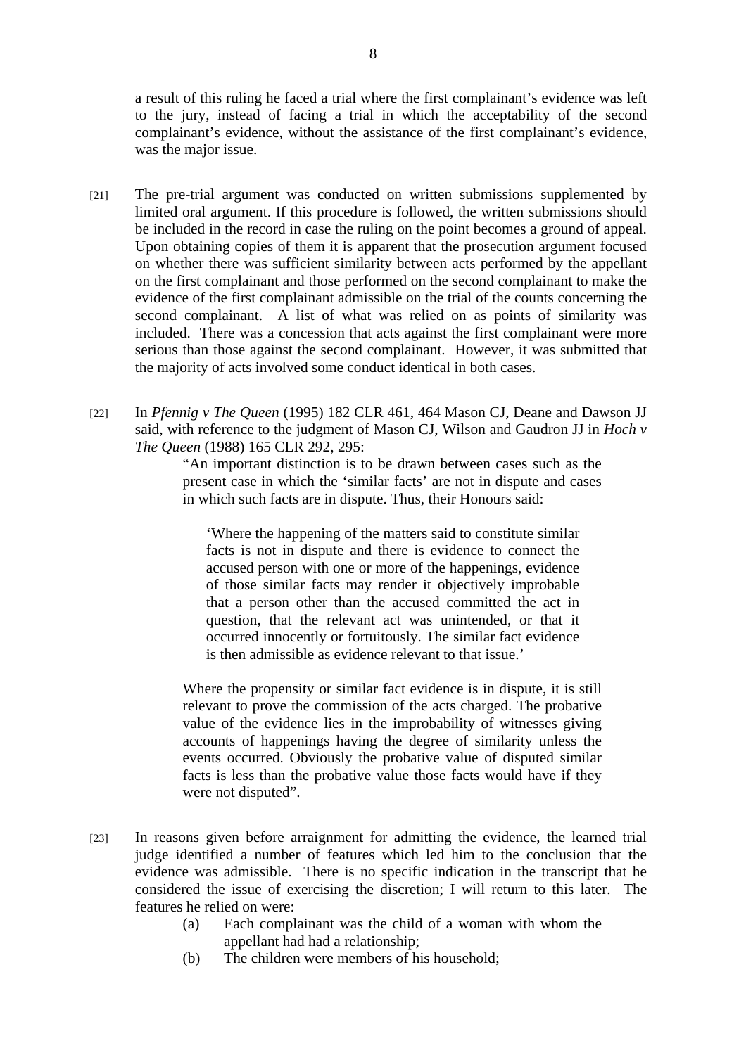a result of this ruling he faced a trial where the first complainant's evidence was left to the jury, instead of facing a trial in which the acceptability of the second complainant's evidence, without the assistance of the first complainant's evidence, was the major issue.

[21] The pre-trial argument was conducted on written submissions supplemented by limited oral argument. If this procedure is followed, the written submissions should be included in the record in case the ruling on the point becomes a ground of appeal. Upon obtaining copies of them it is apparent that the prosecution argument focused on whether there was sufficient similarity between acts performed by the appellant on the first complainant and those performed on the second complainant to make the evidence of the first complainant admissible on the trial of the counts concerning the second complainant. A list of what was relied on as points of similarity was included. There was a concession that acts against the first complainant were more serious than those against the second complainant. However, it was submitted that the majority of acts involved some conduct identical in both cases.

[22] In *Pfennig v The Queen* (1995) 182 CLR 461, 464 Mason CJ, Deane and Dawson JJ said, with reference to the judgment of Mason CJ, Wilson and Gaudron JJ in *Hoch v The Queen* (1988) 165 CLR 292, 295:

> "An important distinction is to be drawn between cases such as the present case in which the 'similar facts' are not in dispute and cases in which such facts are in dispute. Thus, their Honours said:
>
> > 'Where the happening of the matters said to constitute similar facts is not in dispute and there is evidence to connect the accused person with one or more of the happenings, evidence of those similar facts may render it objectively improbable that a person other than the accused committed the act in question, that the relevant act was unintended, or that it occurred innocently or fortuitously. The similar fact evidence is then admissible as evidence relevant to that issue.'
>
> Where the propensity or similar fact evidence is in dispute, it is still relevant to prove the commission of the acts charged. The probative value of the evidence lies in the improbability of witnesses giving accounts of happenings having the degree of similarity unless the events occurred. Obviously the probative value of disputed similar facts is less than the probative value those facts would have if they were not disputed".

[23] In reasons given before arraignment for admitting the evidence, the learned trial judge identified a number of features which led him to the conclusion that the evidence was admissible. There is no specific indication in the transcript that he considered the issue of exercising the discretion; I will return to this later. The features he relied on were:

(a) Each complainant was the child of a woman with whom the appellant had had a relationship;

(b) The children were members of his household;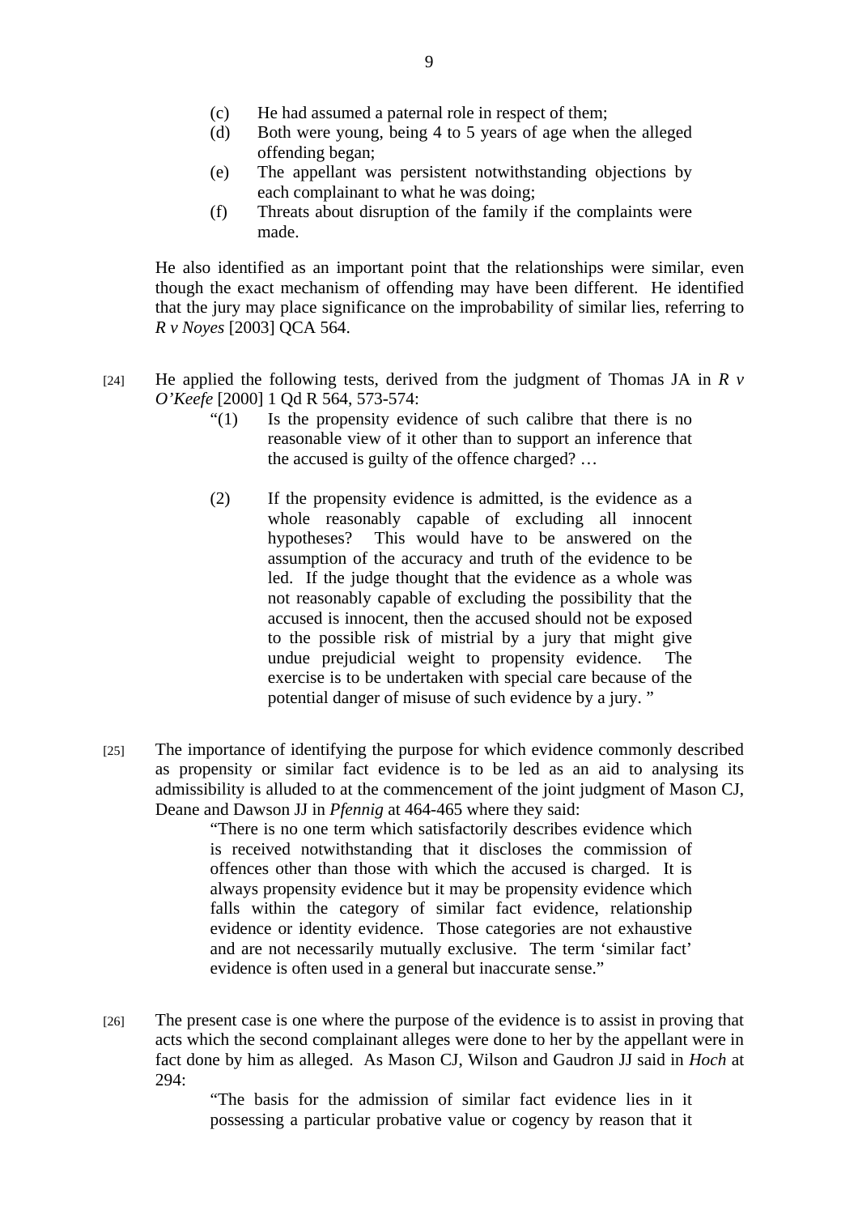(c) He had assumed a paternal role in respect of them;
(d) Both were young, being 4 to 5 years of age when the alleged offending began;
(e) The appellant was persistent notwithstanding objections by each complainant to what he was doing;
(f) Threats about disruption of the family if the complaints were made.

He also identified as an important point that the relationships were similar, even though the exact mechanism of offending may have been different. He identified that the jury may place significance on the improbability of similar lies, referring to *R v Noyes* [2003] QCA 564.

[24] He applied the following tests, derived from the judgment of Thomas JA in *R v O'Keefe* [2000] 1 Qd R 564, 573-574:

> "(1) Is the propensity evidence of such calibre that there is no reasonable view of it other than to support an inference that the accused is guilty of the offence charged? …
>
> (2) If the propensity evidence is admitted, is the evidence as a whole reasonably capable of excluding all innocent hypotheses? This would have to be answered on the assumption of the accuracy and truth of the evidence to be led. If the judge thought that the evidence as a whole was not reasonably capable of excluding the possibility that the accused is innocent, then the accused should not be exposed to the possible risk of mistrial by a jury that might give undue prejudicial weight to propensity evidence. The exercise is to be undertaken with special care because of the potential danger of misuse of such evidence by a jury. "

[25] The importance of identifying the purpose for which evidence commonly described as propensity or similar fact evidence is to be led as an aid to analysing its admissibility is alluded to at the commencement of the joint judgment of Mason CJ, Deane and Dawson JJ in *Pfennig* at 464-465 where they said:

> "There is no one term which satisfactorily describes evidence which is received notwithstanding that it discloses the commission of offences other than those with which the accused is charged. It is always propensity evidence but it may be propensity evidence which falls within the category of similar fact evidence, relationship evidence or identity evidence. Those categories are not exhaustive and are not necessarily mutually exclusive. The term 'similar fact' evidence is often used in a general but inaccurate sense."

[26] The present case is one where the purpose of the evidence is to assist in proving that acts which the second complainant alleges were done to her by the appellant were in fact done by him as alleged. As Mason CJ, Wilson and Gaudron JJ said in *Hoch* at 294:

> "The basis for the admission of similar fact evidence lies in it possessing a particular probative value or cogency by reason that it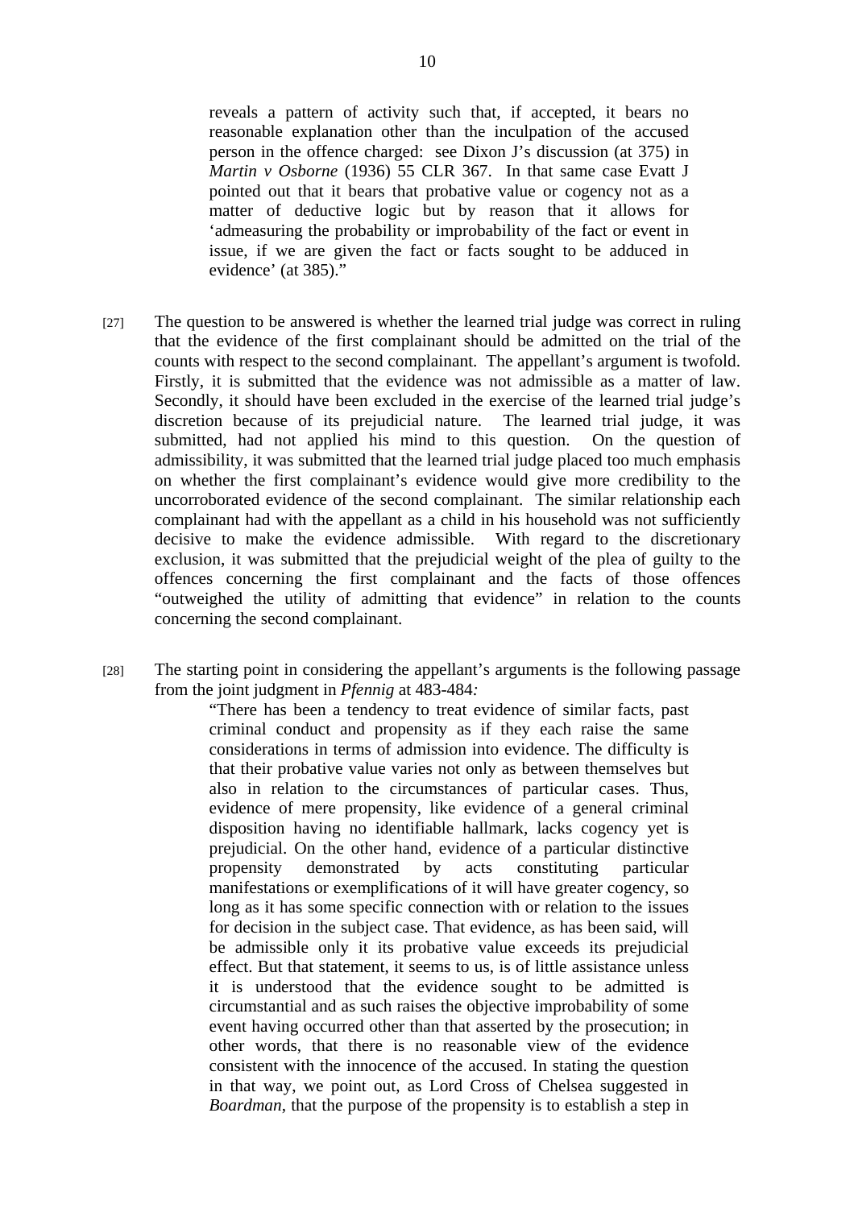> reveals a pattern of activity such that, if accepted, it bears no reasonable explanation other than the inculpation of the accused person in the offence charged: see Dixon J's discussion (at 375) in *Martin v Osborne* (1936) 55 CLR 367. In that same case Evatt J pointed out that it bears that probative value or cogency not as a matter of deductive logic but by reason that it allows for 'admeasuring the probability or improbability of the fact or event in issue, if we are given the fact or facts sought to be adduced in evidence' (at 385)."

[27] The question to be answered is whether the learned trial judge was correct in ruling that the evidence of the first complainant should be admitted on the trial of the counts with respect to the second complainant. The appellant's argument is twofold. Firstly, it is submitted that the evidence was not admissible as a matter of law. Secondly, it should have been excluded in the exercise of the learned trial judge's discretion because of its prejudicial nature. The learned trial judge, it was submitted, had not applied his mind to this question. On the question of admissibility, it was submitted that the learned trial judge placed too much emphasis on whether the first complainant's evidence would give more credibility to the uncorroborated evidence of the second complainant. The similar relationship each complainant had with the appellant as a child in his household was not sufficiently decisive to make the evidence admissible. With regard to the discretionary exclusion, it was submitted that the prejudicial weight of the plea of guilty to the offences concerning the first complainant and the facts of those offences "outweighed the utility of admitting that evidence" in relation to the counts concerning the second complainant.

[28] The starting point in considering the appellant's arguments is the following passage from the joint judgment in *Pfennig* at 483-484*:*

> "There has been a tendency to treat evidence of similar facts, past criminal conduct and propensity as if they each raise the same considerations in terms of admission into evidence. The difficulty is that their probative value varies not only as between themselves but also in relation to the circumstances of particular cases. Thus, evidence of mere propensity, like evidence of a general criminal disposition having no identifiable hallmark, lacks cogency yet is prejudicial. On the other hand, evidence of a particular distinctive propensity demonstrated by acts constituting particular manifestations or exemplifications of it will have greater cogency, so long as it has some specific connection with or relation to the issues for decision in the subject case. That evidence, as has been said, will be admissible only it its probative value exceeds its prejudicial effect. But that statement, it seems to us, is of little assistance unless it is understood that the evidence sought to be admitted is circumstantial and as such raises the objective improbability of some event having occurred other than that asserted by the prosecution; in other words, that there is no reasonable view of the evidence consistent with the innocence of the accused. In stating the question in that way, we point out, as Lord Cross of Chelsea suggested in *Boardman*, that the purpose of the propensity is to establish a step in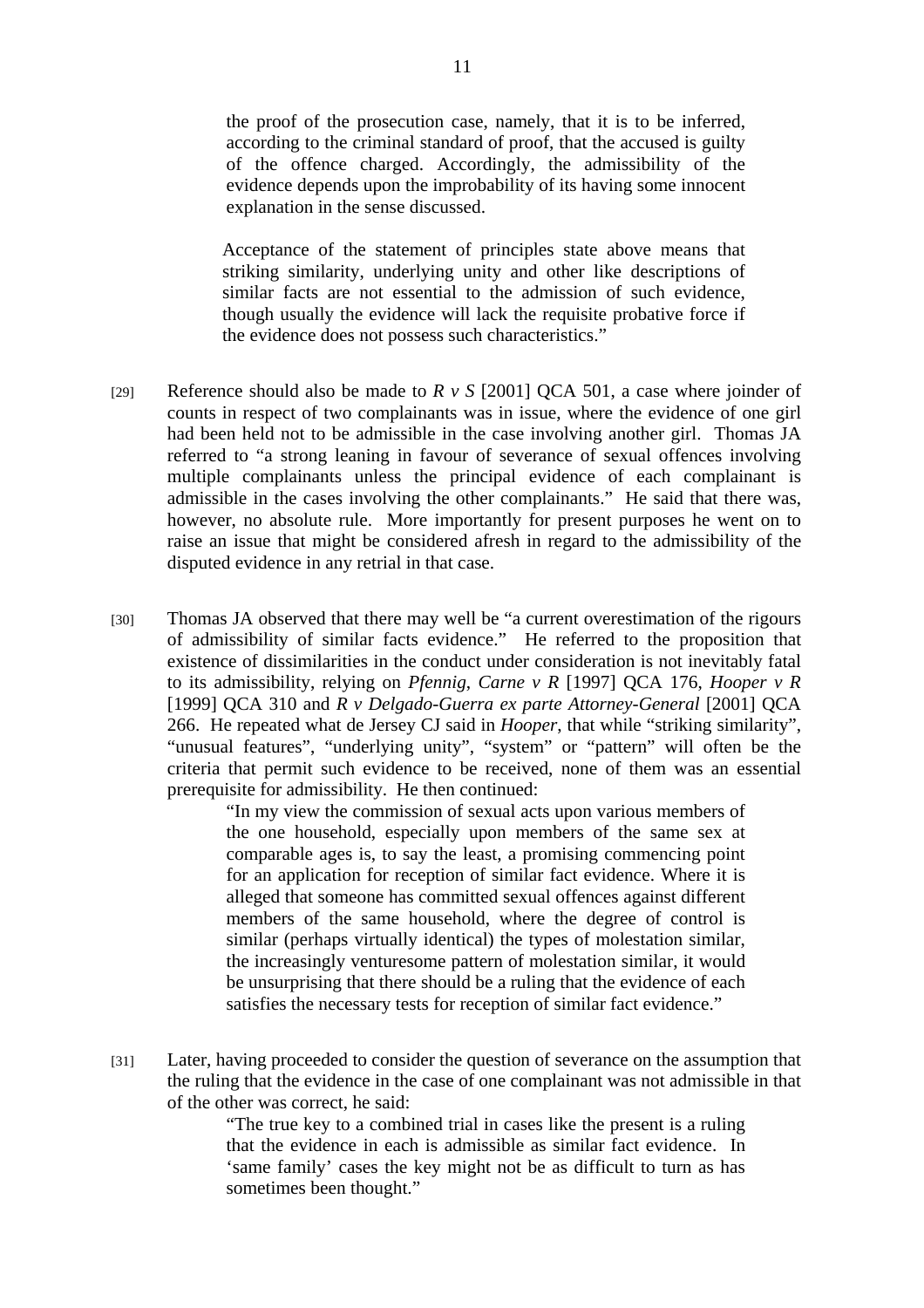> the proof of the prosecution case, namely, that it is to be inferred, according to the criminal standard of proof, that the accused is guilty of the offence charged. Accordingly, the admissibility of the evidence depends upon the improbability of its having some innocent explanation in the sense discussed.
>
> Acceptance of the statement of principles state above means that striking similarity, underlying unity and other like descriptions of similar facts are not essential to the admission of such evidence, though usually the evidence will lack the requisite probative force if the evidence does not possess such characteristics."

[29] Reference should also be made to *R v S* [2001] QCA 501, a case where joinder of counts in respect of two complainants was in issue, where the evidence of one girl had been held not to be admissible in the case involving another girl. Thomas JA referred to "a strong leaning in favour of severance of sexual offences involving multiple complainants unless the principal evidence of each complainant is admissible in the cases involving the other complainants." He said that there was, however, no absolute rule. More importantly for present purposes he went on to raise an issue that might be considered afresh in regard to the admissibility of the disputed evidence in any retrial in that case.

[30] Thomas JA observed that there may well be "a current overestimation of the rigours of admissibility of similar facts evidence." He referred to the proposition that existence of dissimilarities in the conduct under consideration is not inevitably fatal to its admissibility, relying on *Pfennig*, *Carne v R* [1997] QCA 176, *Hooper v R* [1999] QCA 310 and *R v Delgado-Guerra ex parte Attorney-General* [2001] QCA 266. He repeated what de Jersey CJ said in *Hooper*, that while "striking similarity", "unusual features", "underlying unity", "system" or "pattern" will often be the criteria that permit such evidence to be received, none of them was an essential prerequisite for admissibility. He then continued:

> "In my view the commission of sexual acts upon various members of the one household, especially upon members of the same sex at comparable ages is, to say the least, a promising commencing point for an application for reception of similar fact evidence. Where it is alleged that someone has committed sexual offences against different members of the same household, where the degree of control is similar (perhaps virtually identical) the types of molestation similar, the increasingly venturesome pattern of molestation similar, it would be unsurprising that there should be a ruling that the evidence of each satisfies the necessary tests for reception of similar fact evidence."

[31] Later, having proceeded to consider the question of severance on the assumption that the ruling that the evidence in the case of one complainant was not admissible in that of the other was correct, he said:

> "The true key to a combined trial in cases like the present is a ruling that the evidence in each is admissible as similar fact evidence. In 'same family' cases the key might not be as difficult to turn as has sometimes been thought."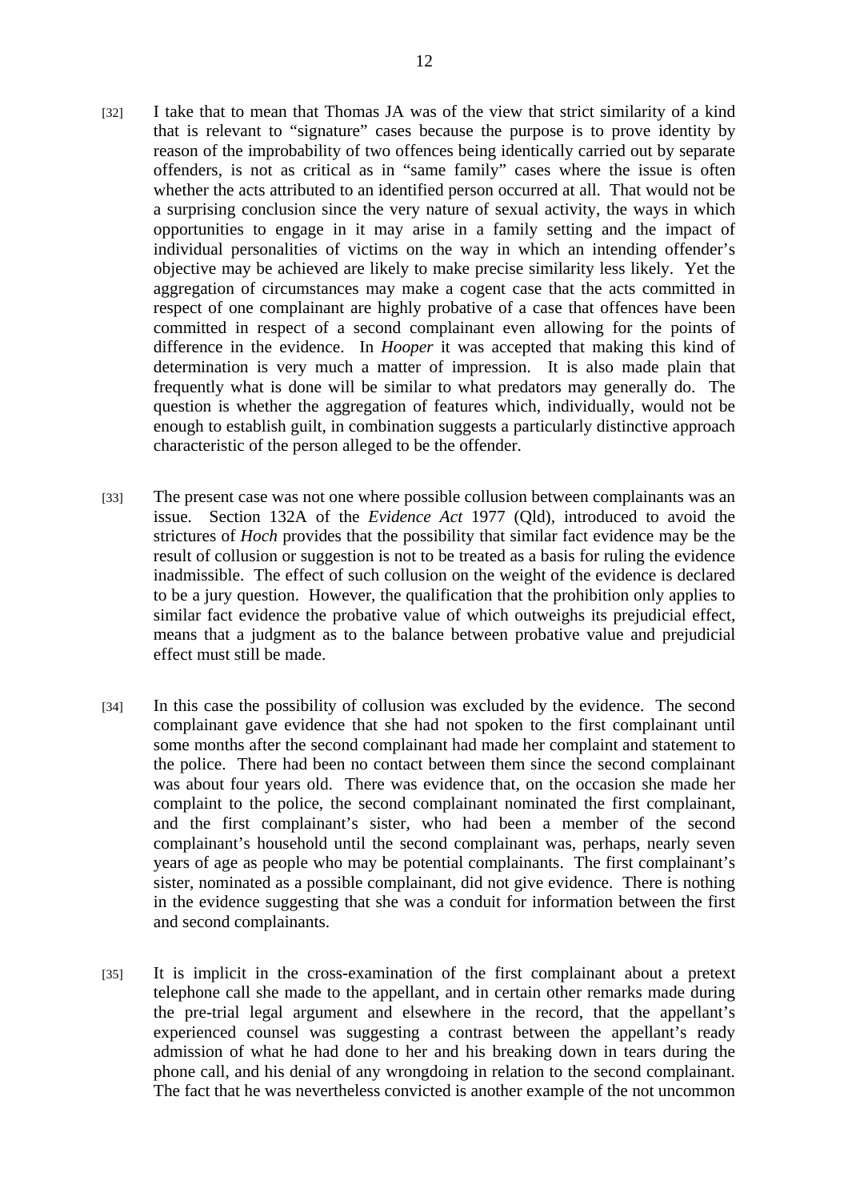[32] I take that to mean that Thomas JA was of the view that strict similarity of a kind that is relevant to "signature" cases because the purpose is to prove identity by reason of the improbability of two offences being identically carried out by separate offenders, is not as critical as in "same family" cases where the issue is often whether the acts attributed to an identified person occurred at all. That would not be a surprising conclusion since the very nature of sexual activity, the ways in which opportunities to engage in it may arise in a family setting and the impact of individual personalities of victims on the way in which an intending offender's objective may be achieved are likely to make precise similarity less likely. Yet the aggregation of circumstances may make a cogent case that the acts committed in respect of one complainant are highly probative of a case that offences have been committed in respect of a second complainant even allowing for the points of difference in the evidence. In *Hooper* it was accepted that making this kind of determination is very much a matter of impression. It is also made plain that frequently what is done will be similar to what predators may generally do. The question is whether the aggregation of features which, individually, would not be enough to establish guilt, in combination suggests a particularly distinctive approach characteristic of the person alleged to be the offender.

[33] The present case was not one where possible collusion between complainants was an issue. Section 132A of the *Evidence Act* 1977 (Qld), introduced to avoid the strictures of *Hoch* provides that the possibility that similar fact evidence may be the result of collusion or suggestion is not to be treated as a basis for ruling the evidence inadmissible. The effect of such collusion on the weight of the evidence is declared to be a jury question. However, the qualification that the prohibition only applies to similar fact evidence the probative value of which outweighs its prejudicial effect, means that a judgment as to the balance between probative value and prejudicial effect must still be made.

[34] In this case the possibility of collusion was excluded by the evidence. The second complainant gave evidence that she had not spoken to the first complainant until some months after the second complainant had made her complaint and statement to the police. There had been no contact between them since the second complainant was about four years old. There was evidence that, on the occasion she made her complaint to the police, the second complainant nominated the first complainant, and the first complainant's sister, who had been a member of the second complainant's household until the second complainant was, perhaps, nearly seven years of age as people who may be potential complainants. The first complainant's sister, nominated as a possible complainant, did not give evidence. There is nothing in the evidence suggesting that she was a conduit for information between the first and second complainants.

[35] It is implicit in the cross-examination of the first complainant about a pretext telephone call she made to the appellant, and in certain other remarks made during the pre-trial legal argument and elsewhere in the record, that the appellant's experienced counsel was suggesting a contrast between the appellant's ready admission of what he had done to her and his breaking down in tears during the phone call, and his denial of any wrongdoing in relation to the second complainant. The fact that he was nevertheless convicted is another example of the not uncommon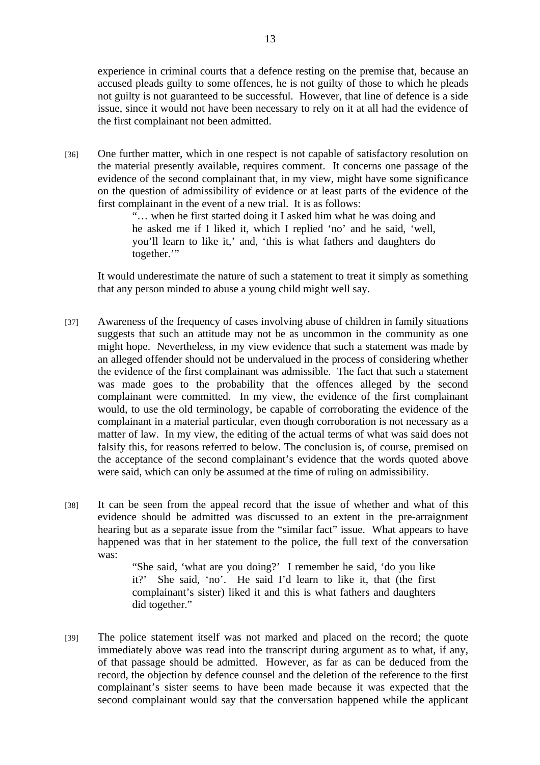experience in criminal courts that a defence resting on the premise that, because an accused pleads guilty to some offences, he is not guilty of those to which he pleads not guilty is not guaranteed to be successful. However, that line of defence is a side issue, since it would not have been necessary to rely on it at all had the evidence of the first complainant not been admitted.

[36] One further matter, which in one respect is not capable of satisfactory resolution on the material presently available, requires comment. It concerns one passage of the evidence of the second complainant that, in my view, might have some significance on the question of admissibility of evidence or at least parts of the evidence of the first complainant in the event of a new trial. It is as follows:

> "… when he first started doing it I asked him what he was doing and he asked me if I liked it, which I replied 'no' and he said, 'well, you'll learn to like it,' and, 'this is what fathers and daughters do together.'"

It would underestimate the nature of such a statement to treat it simply as something that any person minded to abuse a young child might well say.

[37] Awareness of the frequency of cases involving abuse of children in family situations suggests that such an attitude may not be as uncommon in the community as one might hope. Nevertheless, in my view evidence that such a statement was made by an alleged offender should not be undervalued in the process of considering whether the evidence of the first complainant was admissible. The fact that such a statement was made goes to the probability that the offences alleged by the second complainant were committed. In my view, the evidence of the first complainant would, to use the old terminology, be capable of corroborating the evidence of the complainant in a material particular, even though corroboration is not necessary as a matter of law. In my view, the editing of the actual terms of what was said does not falsify this, for reasons referred to below. The conclusion is, of course, premised on the acceptance of the second complainant's evidence that the words quoted above were said, which can only be assumed at the time of ruling on admissibility.

[38] It can be seen from the appeal record that the issue of whether and what of this evidence should be admitted was discussed to an extent in the pre-arraignment hearing but as a separate issue from the "similar fact" issue. What appears to have happened was that in her statement to the police, the full text of the conversation was:

> "She said, 'what are you doing?' I remember he said, 'do you like it?' She said, 'no'. He said I'd learn to like it, that (the first complainant's sister) liked it and this is what fathers and daughters did together."

[39] The police statement itself was not marked and placed on the record; the quote immediately above was read into the transcript during argument as to what, if any, of that passage should be admitted. However, as far as can be deduced from the record, the objection by defence counsel and the deletion of the reference to the first complainant's sister seems to have been made because it was expected that the second complainant would say that the conversation happened while the applicant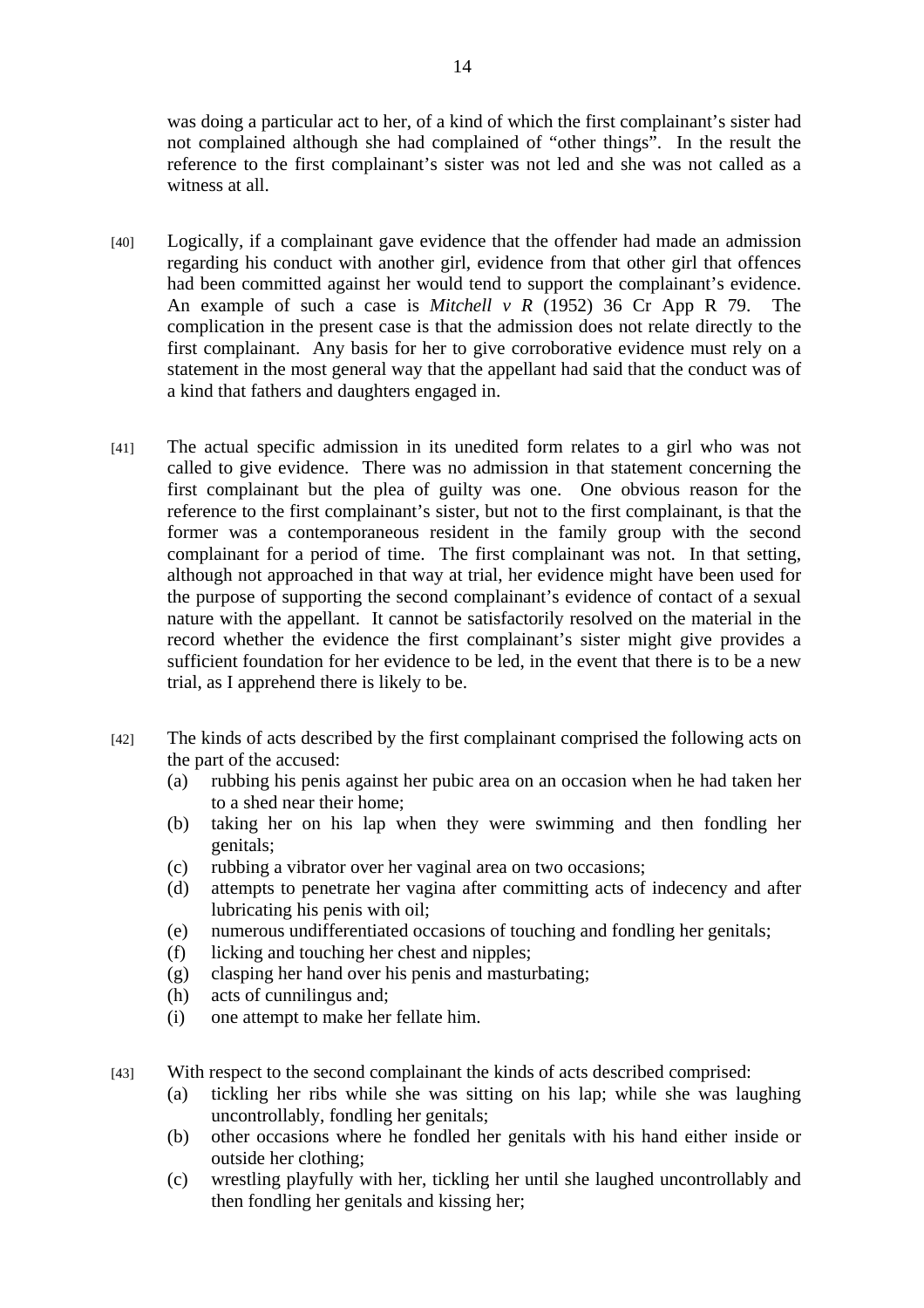was doing a particular act to her, of a kind of which the first complainant's sister had not complained although she had complained of "other things". In the result the reference to the first complainant's sister was not led and she was not called as a witness at all.

[40] Logically, if a complainant gave evidence that the offender had made an admission regarding his conduct with another girl, evidence from that other girl that offences had been committed against her would tend to support the complainant's evidence. An example of such a case is *Mitchell v R* (1952) 36 Cr App R 79. The complication in the present case is that the admission does not relate directly to the first complainant. Any basis for her to give corroborative evidence must rely on a statement in the most general way that the appellant had said that the conduct was of a kind that fathers and daughters engaged in.

[41] The actual specific admission in its unedited form relates to a girl who was not called to give evidence. There was no admission in that statement concerning the first complainant but the plea of guilty was one. One obvious reason for the reference to the first complainant's sister, but not to the first complainant, is that the former was a contemporaneous resident in the family group with the second complainant for a period of time. The first complainant was not. In that setting, although not approached in that way at trial, her evidence might have been used for the purpose of supporting the second complainant's evidence of contact of a sexual nature with the appellant. It cannot be satisfactorily resolved on the material in the record whether the evidence the first complainant's sister might give provides a sufficient foundation for her evidence to be led, in the event that there is to be a new trial, as I apprehend there is likely to be.

[42] The kinds of acts described by the first complainant comprised the following acts on the part of the accused:

(a) rubbing his penis against her pubic area on an occasion when he had taken her to a shed near their home;
(b) taking her on his lap when they were swimming and then fondling her genitals;
(c) rubbing a vibrator over her vaginal area on two occasions;
(d) attempts to penetrate her vagina after committing acts of indecency and after lubricating his penis with oil;
(e) numerous undifferentiated occasions of touching and fondling her genitals;
(f) licking and touching her chest and nipples;
(g) clasping her hand over his penis and masturbating;
(h) acts of cunnilingus and;
(i) one attempt to make her fellate him.

[43] With respect to the second complainant the kinds of acts described comprised:

(a) tickling her ribs while she was sitting on his lap; while she was laughing uncontrollably, fondling her genitals;
(b) other occasions where he fondled her genitals with his hand either inside or outside her clothing;
(c) wrestling playfully with her, tickling her until she laughed uncontrollably and then fondling her genitals and kissing her;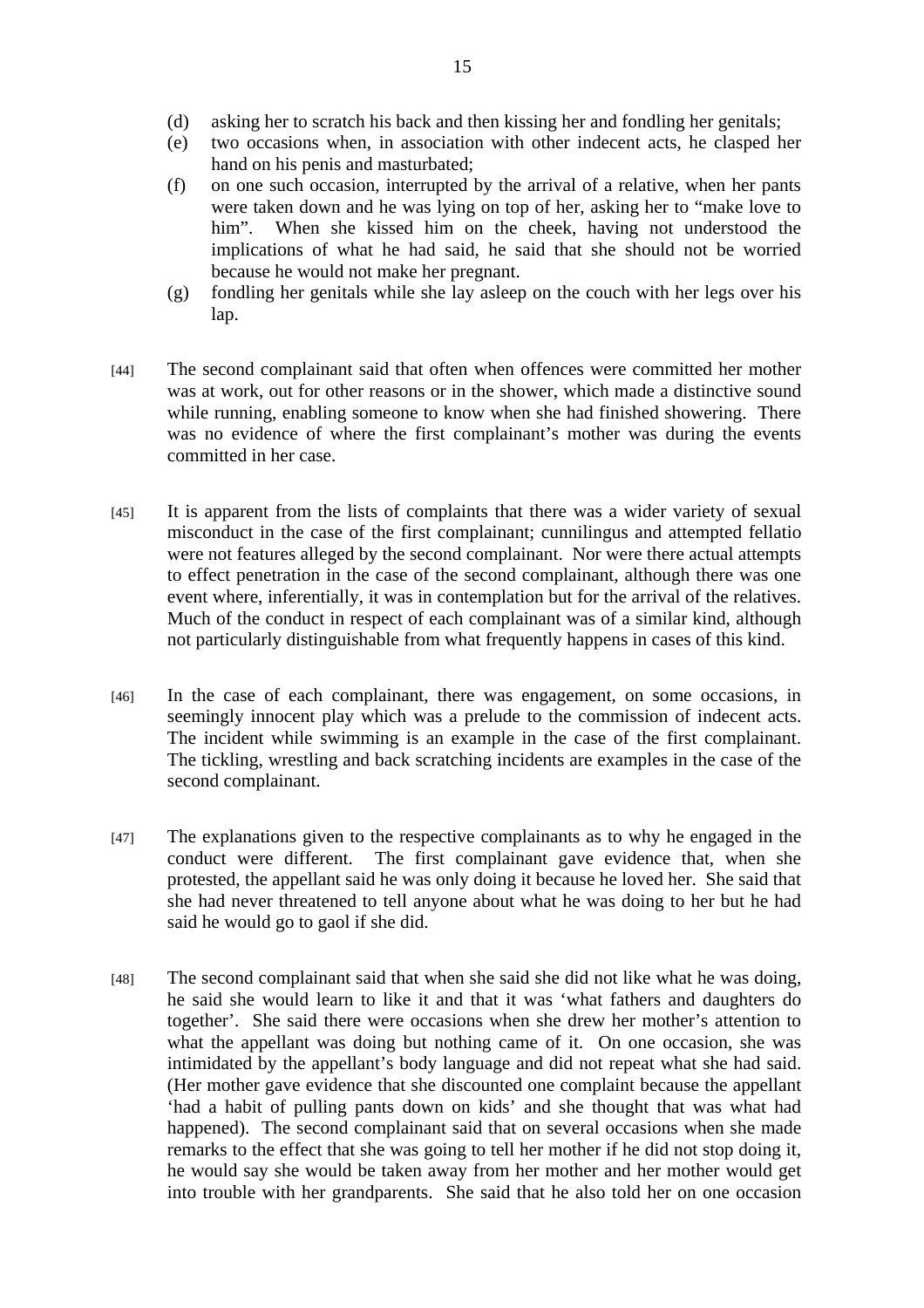(d) asking her to scratch his back and then kissing her and fondling her genitals;

(e) two occasions when, in association with other indecent acts, he clasped her hand on his penis and masturbated;

(f) on one such occasion, interrupted by the arrival of a relative, when her pants were taken down and he was lying on top of her, asking her to "make love to him". When she kissed him on the cheek, having not understood the implications of what he had said, he said that she should not be worried because he would not make her pregnant.

(g) fondling her genitals while she lay asleep on the couch with her legs over his lap.

[44] The second complainant said that often when offences were committed her mother was at work, out for other reasons or in the shower, which made a distinctive sound while running, enabling someone to know when she had finished showering. There was no evidence of where the first complainant's mother was during the events committed in her case.

[45] It is apparent from the lists of complaints that there was a wider variety of sexual misconduct in the case of the first complainant; cunnilingus and attempted fellatio were not features alleged by the second complainant. Nor were there actual attempts to effect penetration in the case of the second complainant, although there was one event where, inferentially, it was in contemplation but for the arrival of the relatives. Much of the conduct in respect of each complainant was of a similar kind, although not particularly distinguishable from what frequently happens in cases of this kind.

[46] In the case of each complainant, there was engagement, on some occasions, in seemingly innocent play which was a prelude to the commission of indecent acts. The incident while swimming is an example in the case of the first complainant. The tickling, wrestling and back scratching incidents are examples in the case of the second complainant.

[47] The explanations given to the respective complainants as to why he engaged in the conduct were different. The first complainant gave evidence that, when she protested, the appellant said he was only doing it because he loved her. She said that she had never threatened to tell anyone about what he was doing to her but he had said he would go to gaol if she did.

[48] The second complainant said that when she said she did not like what he was doing, he said she would learn to like it and that it was 'what fathers and daughters do together'. She said there were occasions when she drew her mother's attention to what the appellant was doing but nothing came of it. On one occasion, she was intimidated by the appellant's body language and did not repeat what she had said. (Her mother gave evidence that she discounted one complaint because the appellant 'had a habit of pulling pants down on kids' and she thought that was what had happened). The second complainant said that on several occasions when she made remarks to the effect that she was going to tell her mother if he did not stop doing it, he would say she would be taken away from her mother and her mother would get into trouble with her grandparents. She said that he also told her on one occasion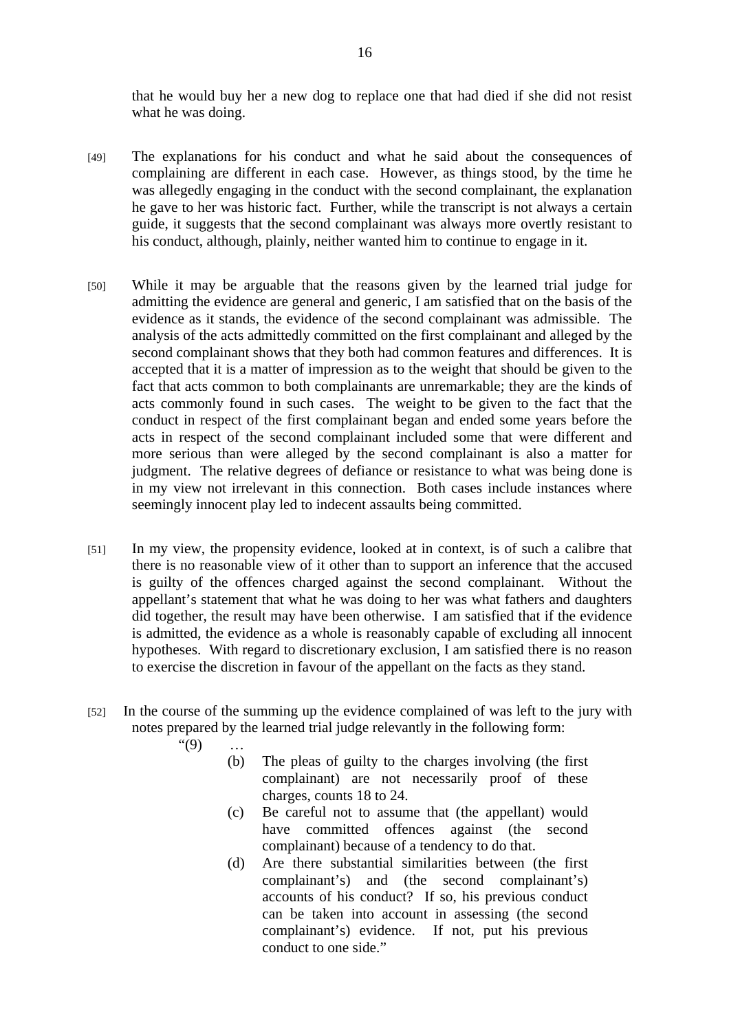that he would buy her a new dog to replace one that had died if she did not resist what he was doing.

[49] The explanations for his conduct and what he said about the consequences of complaining are different in each case. However, as things stood, by the time he was allegedly engaging in the conduct with the second complainant, the explanation he gave to her was historic fact. Further, while the transcript is not always a certain guide, it suggests that the second complainant was always more overtly resistant to his conduct, although, plainly, neither wanted him to continue to engage in it.

[50] While it may be arguable that the reasons given by the learned trial judge for admitting the evidence are general and generic, I am satisfied that on the basis of the evidence as it stands, the evidence of the second complainant was admissible. The analysis of the acts admittedly committed on the first complainant and alleged by the second complainant shows that they both had common features and differences. It is accepted that it is a matter of impression as to the weight that should be given to the fact that acts common to both complainants are unremarkable; they are the kinds of acts commonly found in such cases. The weight to be given to the fact that the conduct in respect of the first complainant began and ended some years before the acts in respect of the second complainant included some that were different and more serious than were alleged by the second complainant is also a matter for judgment. The relative degrees of defiance or resistance to what was being done is in my view not irrelevant in this connection. Both cases include instances where seemingly innocent play led to indecent assaults being committed.

[51] In my view, the propensity evidence, looked at in context, is of such a calibre that there is no reasonable view of it other than to support an inference that the accused is guilty of the offences charged against the second complainant. Without the appellant's statement that what he was doing to her was what fathers and daughters did together, the result may have been otherwise. I am satisfied that if the evidence is admitted, the evidence as a whole is reasonably capable of excluding all innocent hypotheses. With regard to discretionary exclusion, I am satisfied there is no reason to exercise the discretion in favour of the appellant on the facts as they stand.

[52] In the course of the summing up the evidence complained of was left to the jury with notes prepared by the learned trial judge relevantly in the following form:

> "(9) …
>
> (b) The pleas of guilty to the charges involving (the first complainant) are not necessarily proof of these charges, counts 18 to 24.
>
> (c) Be careful not to assume that (the appellant) would have committed offences against (the second complainant) because of a tendency to do that.
>
> (d) Are there substantial similarities between (the first complainant's) and (the second complainant's) accounts of his conduct? If so, his previous conduct can be taken into account in assessing (the second complainant's) evidence. If not, put his previous conduct to one side."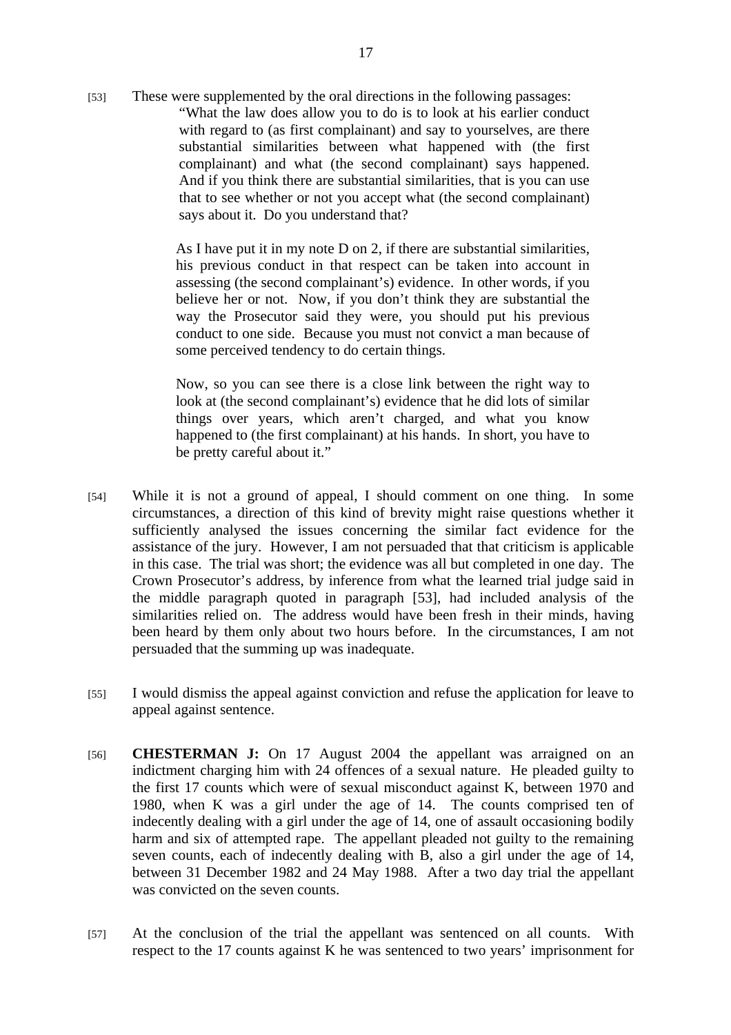[53] These were supplemented by the oral directions in the following passages:

> "What the law does allow you to do is to look at his earlier conduct with regard to (as first complainant) and say to yourselves, are there substantial similarities between what happened with (the first complainant) and what (the second complainant) says happened. And if you think there are substantial similarities, that is you can use that to see whether or not you accept what (the second complainant) says about it. Do you understand that?
>
> As I have put it in my note D on 2, if there are substantial similarities, his previous conduct in that respect can be taken into account in assessing (the second complainant's) evidence. In other words, if you believe her or not. Now, if you don't think they are substantial the way the Prosecutor said they were, you should put his previous conduct to one side. Because you must not convict a man because of some perceived tendency to do certain things.
>
> Now, so you can see there is a close link between the right way to look at (the second complainant's) evidence that he did lots of similar things over years, which aren't charged, and what you know happened to (the first complainant) at his hands. In short, you have to be pretty careful about it."

[54] While it is not a ground of appeal, I should comment on one thing. In some circumstances, a direction of this kind of brevity might raise questions whether it sufficiently analysed the issues concerning the similar fact evidence for the assistance of the jury. However, I am not persuaded that that criticism is applicable in this case. The trial was short; the evidence was all but completed in one day. The Crown Prosecutor's address, by inference from what the learned trial judge said in the middle paragraph quoted in paragraph [53], had included analysis of the similarities relied on. The address would have been fresh in their minds, having been heard by them only about two hours before. In the circumstances, I am not persuaded that the summing up was inadequate.

[55] I would dismiss the appeal against conviction and refuse the application for leave to appeal against sentence.

[56] **CHESTERMAN J:** On 17 August 2004 the appellant was arraigned on an indictment charging him with 24 offences of a sexual nature. He pleaded guilty to the first 17 counts which were of sexual misconduct against K, between 1970 and 1980, when K was a girl under the age of 14. The counts comprised ten of indecently dealing with a girl under the age of 14, one of assault occasioning bodily harm and six of attempted rape. The appellant pleaded not guilty to the remaining seven counts, each of indecently dealing with B, also a girl under the age of 14, between 31 December 1982 and 24 May 1988. After a two day trial the appellant was convicted on the seven counts.

[57] At the conclusion of the trial the appellant was sentenced on all counts. With respect to the 17 counts against K he was sentenced to two years' imprisonment for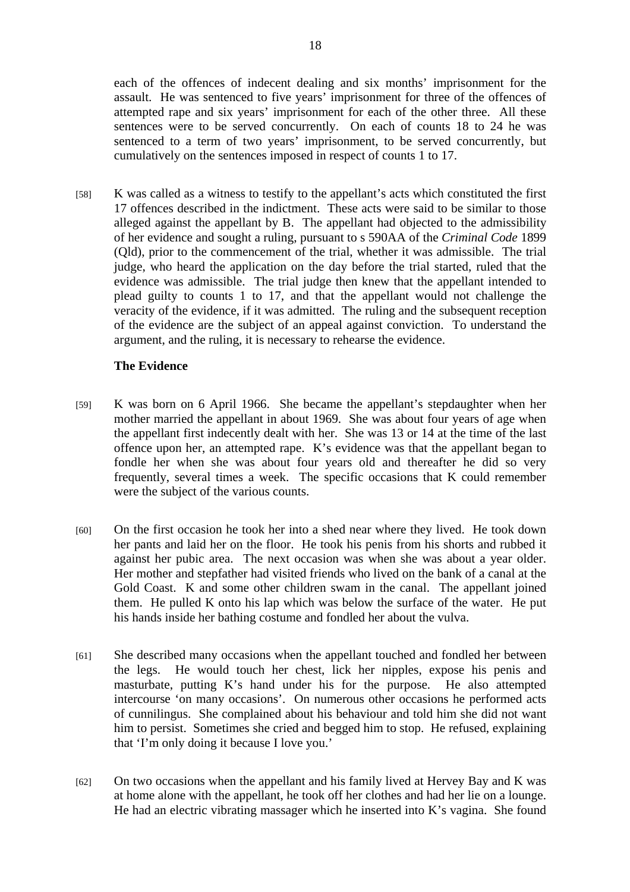each of the offences of indecent dealing and six months' imprisonment for the assault. He was sentenced to five years' imprisonment for three of the offences of attempted rape and six years' imprisonment for each of the other three. All these sentences were to be served concurrently. On each of counts 18 to 24 he was sentenced to a term of two years' imprisonment, to be served concurrently, but cumulatively on the sentences imposed in respect of counts 1 to 17.

[58] K was called as a witness to testify to the appellant's acts which constituted the first 17 offences described in the indictment. These acts were said to be similar to those alleged against the appellant by B. The appellant had objected to the admissibility of her evidence and sought a ruling, pursuant to s 590AA of the *Criminal Code* 1899 (Qld), prior to the commencement of the trial, whether it was admissible. The trial judge, who heard the application on the day before the trial started, ruled that the evidence was admissible. The trial judge then knew that the appellant intended to plead guilty to counts 1 to 17, and that the appellant would not challenge the veracity of the evidence, if it was admitted. The ruling and the subsequent reception of the evidence are the subject of an appeal against conviction. To understand the argument, and the ruling, it is necessary to rehearse the evidence.

**The Evidence**

[59] K was born on 6 April 1966. She became the appellant's stepdaughter when her mother married the appellant in about 1969. She was about four years of age when the appellant first indecently dealt with her. She was 13 or 14 at the time of the last offence upon her, an attempted rape. K's evidence was that the appellant began to fondle her when she was about four years old and thereafter he did so very frequently, several times a week. The specific occasions that K could remember were the subject of the various counts.

[60] On the first occasion he took her into a shed near where they lived. He took down her pants and laid her on the floor. He took his penis from his shorts and rubbed it against her pubic area. The next occasion was when she was about a year older. Her mother and stepfather had visited friends who lived on the bank of a canal at the Gold Coast. K and some other children swam in the canal. The appellant joined them. He pulled K onto his lap which was below the surface of the water. He put his hands inside her bathing costume and fondled her about the vulva.

[61] She described many occasions when the appellant touched and fondled her between the legs. He would touch her chest, lick her nipples, expose his penis and masturbate, putting K's hand under his for the purpose. He also attempted intercourse 'on many occasions'. On numerous other occasions he performed acts of cunnilingus. She complained about his behaviour and told him she did not want him to persist. Sometimes she cried and begged him to stop. He refused, explaining that 'I'm only doing it because I love you.'

[62] On two occasions when the appellant and his family lived at Hervey Bay and K was at home alone with the appellant, he took off her clothes and had her lie on a lounge. He had an electric vibrating massager which he inserted into K's vagina. She found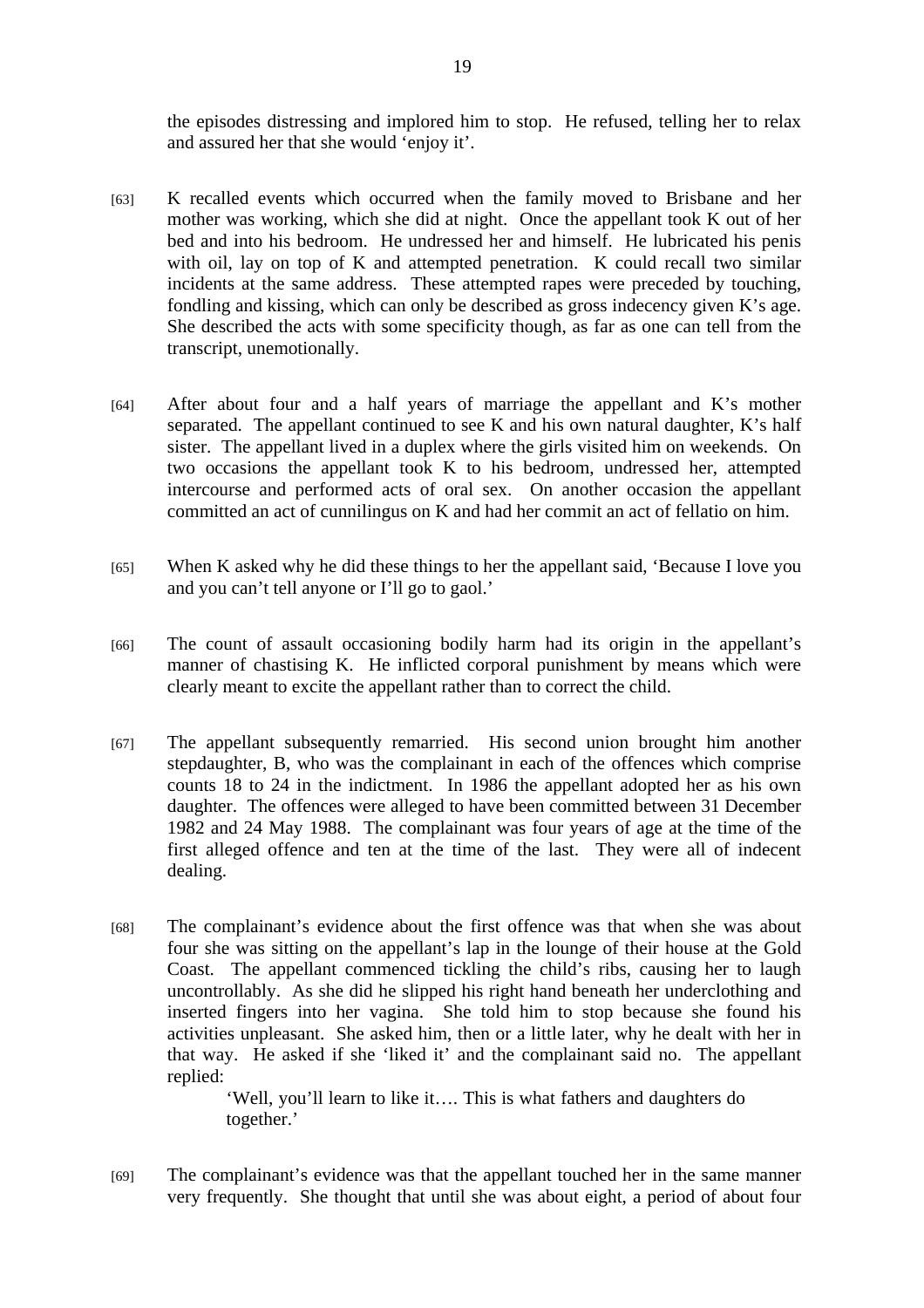the episodes distressing and implored him to stop. He refused, telling her to relax and assured her that she would 'enjoy it'.

[63] K recalled events which occurred when the family moved to Brisbane and her mother was working, which she did at night. Once the appellant took K out of her bed and into his bedroom. He undressed her and himself. He lubricated his penis with oil, lay on top of K and attempted penetration. K could recall two similar incidents at the same address. These attempted rapes were preceded by touching, fondling and kissing, which can only be described as gross indecency given K's age. She described the acts with some specificity though, as far as one can tell from the transcript, unemotionally.

[64] After about four and a half years of marriage the appellant and K's mother separated. The appellant continued to see K and his own natural daughter, K's half sister. The appellant lived in a duplex where the girls visited him on weekends. On two occasions the appellant took K to his bedroom, undressed her, attempted intercourse and performed acts of oral sex. On another occasion the appellant committed an act of cunnilingus on K and had her commit an act of fellatio on him.

[65] When K asked why he did these things to her the appellant said, 'Because I love you and you can't tell anyone or I'll go to gaol.'

[66] The count of assault occasioning bodily harm had its origin in the appellant's manner of chastising K. He inflicted corporal punishment by means which were clearly meant to excite the appellant rather than to correct the child.

[67] The appellant subsequently remarried. His second union brought him another stepdaughter, B, who was the complainant in each of the offences which comprise counts 18 to 24 in the indictment. In 1986 the appellant adopted her as his own daughter. The offences were alleged to have been committed between 31 December 1982 and 24 May 1988. The complainant was four years of age at the time of the first alleged offence and ten at the time of the last. They were all of indecent dealing.

[68] The complainant's evidence about the first offence was that when she was about four she was sitting on the appellant's lap in the lounge of their house at the Gold Coast. The appellant commenced tickling the child's ribs, causing her to laugh uncontrollably. As she did he slipped his right hand beneath her underclothing and inserted fingers into her vagina. She told him to stop because she found his activities unpleasant. She asked him, then or a little later, why he dealt with her in that way. He asked if she 'liked it' and the complainant said no. The appellant replied:

> 'Well, you'll learn to like it…. This is what fathers and daughters do together.'

[69] The complainant's evidence was that the appellant touched her in the same manner very frequently. She thought that until she was about eight, a period of about four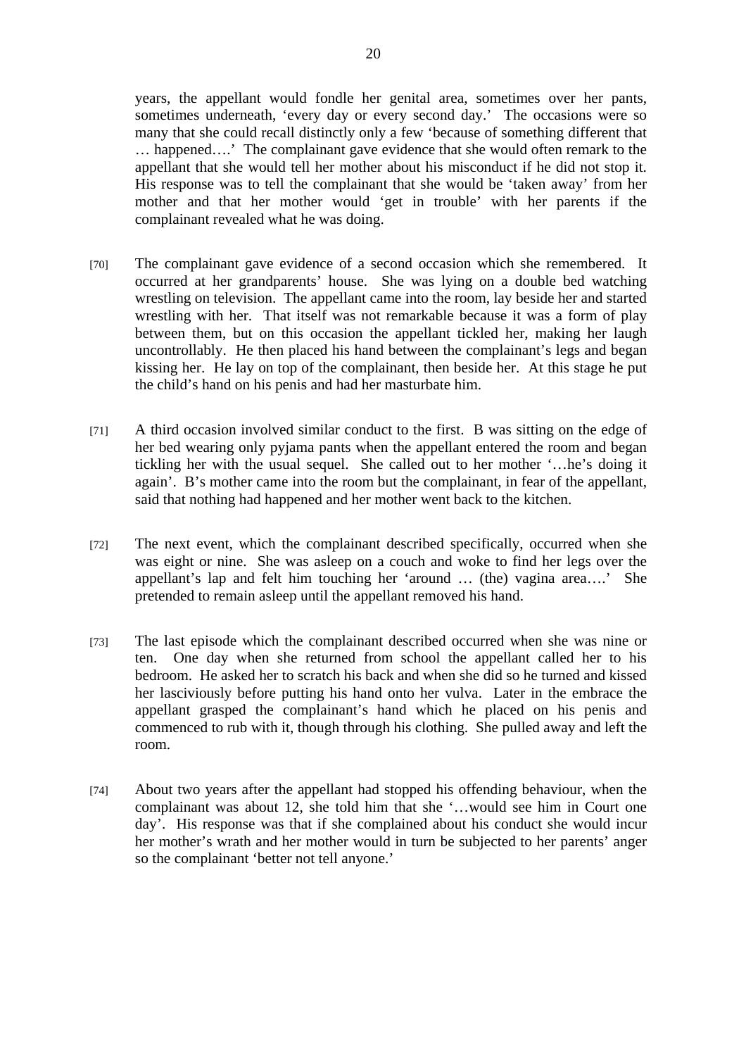years, the appellant would fondle her genital area, sometimes over her pants, sometimes underneath, 'every day or every second day.' The occasions were so many that she could recall distinctly only a few 'because of something different that … happened….' The complainant gave evidence that she would often remark to the appellant that she would tell her mother about his misconduct if he did not stop it. His response was to tell the complainant that she would be 'taken away' from her mother and that her mother would 'get in trouble' with her parents if the complainant revealed what he was doing.

[70] The complainant gave evidence of a second occasion which she remembered. It occurred at her grandparents' house. She was lying on a double bed watching wrestling on television. The appellant came into the room, lay beside her and started wrestling with her. That itself was not remarkable because it was a form of play between them, but on this occasion the appellant tickled her, making her laugh uncontrollably. He then placed his hand between the complainant's legs and began kissing her. He lay on top of the complainant, then beside her. At this stage he put the child's hand on his penis and had her masturbate him.

[71] A third occasion involved similar conduct to the first. B was sitting on the edge of her bed wearing only pyjama pants when the appellant entered the room and began tickling her with the usual sequel. She called out to her mother '…he's doing it again'. B's mother came into the room but the complainant, in fear of the appellant, said that nothing had happened and her mother went back to the kitchen.

[72] The next event, which the complainant described specifically, occurred when she was eight or nine. She was asleep on a couch and woke to find her legs over the appellant's lap and felt him touching her 'around … (the) vagina area….' She pretended to remain asleep until the appellant removed his hand.

[73] The last episode which the complainant described occurred when she was nine or ten. One day when she returned from school the appellant called her to his bedroom. He asked her to scratch his back and when she did so he turned and kissed her lasciviously before putting his hand onto her vulva. Later in the embrace the appellant grasped the complainant's hand which he placed on his penis and commenced to rub with it, though through his clothing. She pulled away and left the room.

[74] About two years after the appellant had stopped his offending behaviour, when the complainant was about 12, she told him that she '…would see him in Court one day'. His response was that if she complained about his conduct she would incur her mother's wrath and her mother would in turn be subjected to her parents' anger so the complainant 'better not tell anyone.'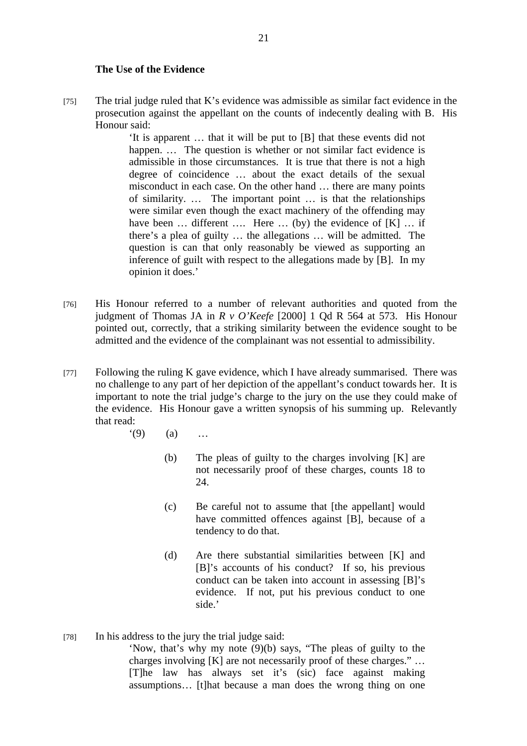**The Use of the Evidence**

[75] The trial judge ruled that K's evidence was admissible as similar fact evidence in the prosecution against the appellant on the counts of indecently dealing with B. His Honour said:

> 'It is apparent … that it will be put to [B] that these events did not happen. … The question is whether or not similar fact evidence is admissible in those circumstances. It is true that there is not a high degree of coincidence … about the exact details of the sexual misconduct in each case. On the other hand … there are many points of similarity. … The important point … is that the relationships were similar even though the exact machinery of the offending may have been … different …. Here … (by) the evidence of [K] … if there's a plea of guilty … the allegations … will be admitted. The question is can that only reasonably be viewed as supporting an inference of guilt with respect to the allegations made by [B]. In my opinion it does.'

[76] His Honour referred to a number of relevant authorities and quoted from the judgment of Thomas JA in *R v O'Keefe* [2000] 1 Qd R 564 at 573. His Honour pointed out, correctly, that a striking similarity between the evidence sought to be admitted and the evidence of the complainant was not essential to admissibility.

[77] Following the ruling K gave evidence, which I have already summarised. There was no challenge to any part of her depiction of the appellant's conduct towards her. It is important to note the trial judge's charge to the jury on the use they could make of the evidence. His Honour gave a written synopsis of his summing up. Relevantly that read:

> '(9) (a) …
>
> (b) The pleas of guilty to the charges involving [K] are not necessarily proof of these charges, counts 18 to 24.
>
> (c) Be careful not to assume that [the appellant] would have committed offences against [B], because of a tendency to do that.
>
> (d) Are there substantial similarities between [K] and [B]'s accounts of his conduct? If so, his previous conduct can be taken into account in assessing [B]'s evidence. If not, put his previous conduct to one side.'

[78] In his address to the jury the trial judge said:

> 'Now, that's why my note (9)(b) says, "The pleas of guilty to the charges involving [K] are not necessarily proof of these charges." … [T]he law has always set it's (sic) face against making assumptions… [t]hat because a man does the wrong thing on one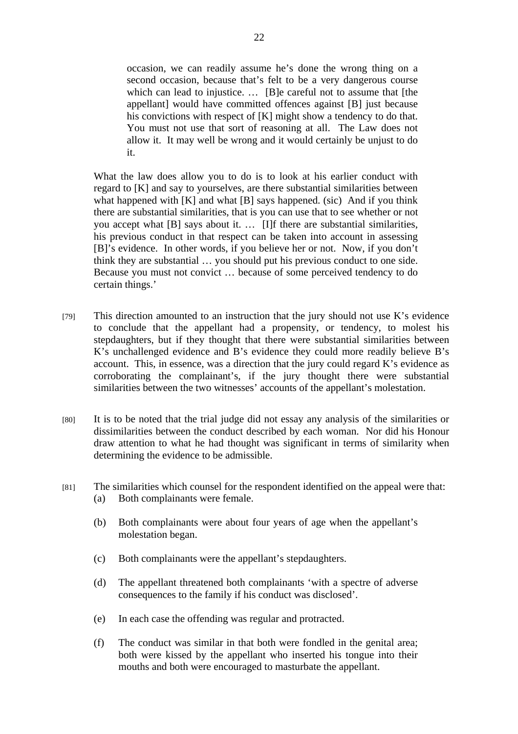> occasion, we can readily assume he's done the wrong thing on a second occasion, because that's felt to be a very dangerous course which can lead to injustice. … [B]e careful not to assume that [the appellant] would have committed offences against [B] just because his convictions with respect of [K] might show a tendency to do that. You must not use that sort of reasoning at all. The Law does not allow it. It may well be wrong and it would certainly be unjust to do it.
>
> What the law does allow you to do is to look at his earlier conduct with regard to [K] and say to yourselves, are there substantial similarities between what happened with [K] and what [B] says happened. (sic) And if you think there are substantial similarities, that is you can use that to see whether or not you accept what [B] says about it. … [I]f there are substantial similarities, his previous conduct in that respect can be taken into account in assessing [B]'s evidence. In other words, if you believe her or not. Now, if you don't think they are substantial … you should put his previous conduct to one side. Because you must not convict … because of some perceived tendency to do certain things.'

[79] This direction amounted to an instruction that the jury should not use K's evidence to conclude that the appellant had a propensity, or tendency, to molest his stepdaughters, but if they thought that there were substantial similarities between K's unchallenged evidence and B's evidence they could more readily believe B's account. This, in essence, was a direction that the jury could regard K's evidence as corroborating the complainant's, if the jury thought there were substantial similarities between the two witnesses' accounts of the appellant's molestation.

[80] It is to be noted that the trial judge did not essay any analysis of the similarities or dissimilarities between the conduct described by each woman. Nor did his Honour draw attention to what he had thought was significant in terms of similarity when determining the evidence to be admissible.

[81] The similarities which counsel for the respondent identified on the appeal were that:

(a) Both complainants were female.

(b) Both complainants were about four years of age when the appellant's molestation began.

(c) Both complainants were the appellant's stepdaughters.

(d) The appellant threatened both complainants 'with a spectre of adverse consequences to the family if his conduct was disclosed'.

(e) In each case the offending was regular and protracted.

(f) The conduct was similar in that both were fondled in the genital area; both were kissed by the appellant who inserted his tongue into their mouths and both were encouraged to masturbate the appellant.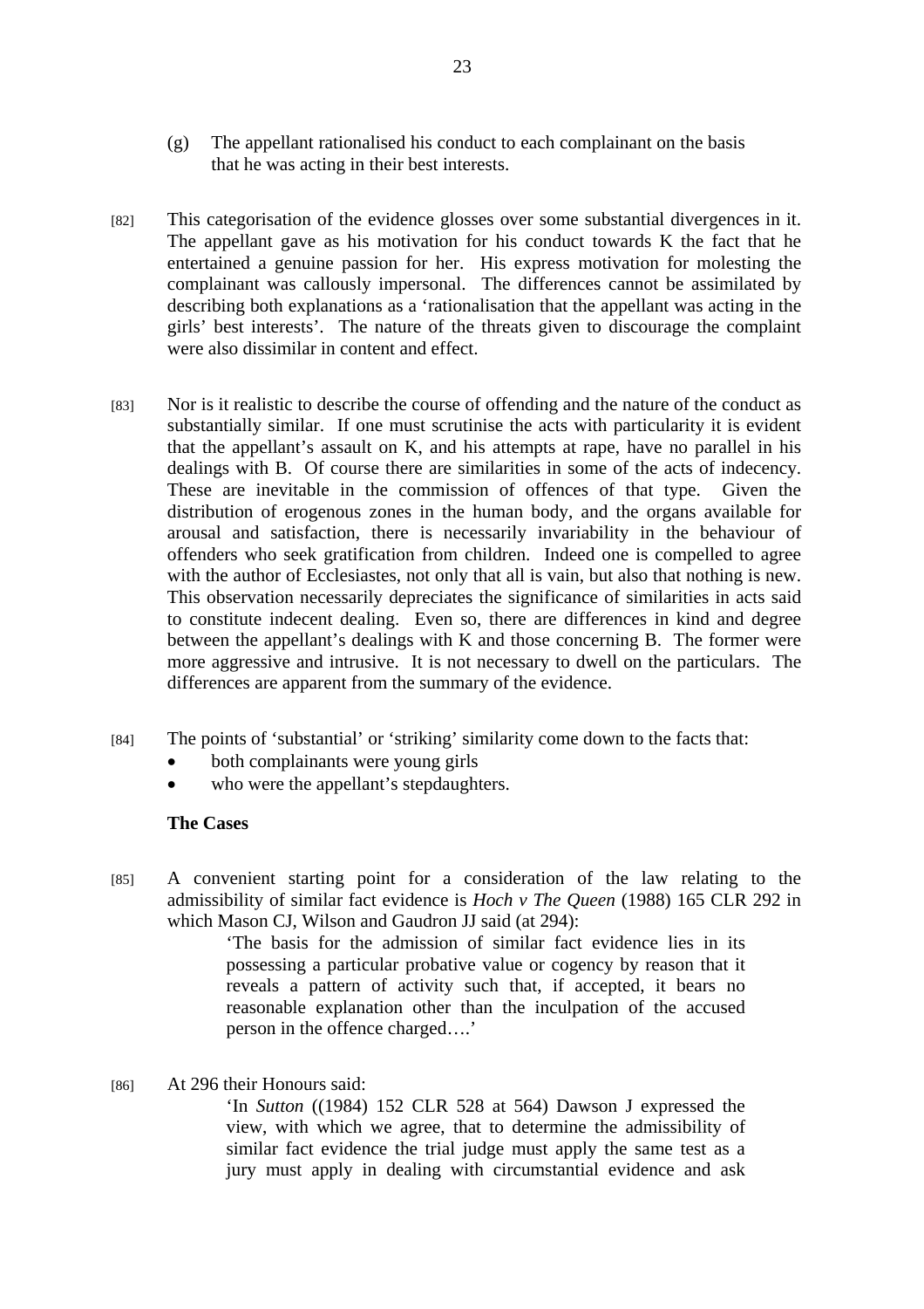(g) The appellant rationalised his conduct to each complainant on the basis that he was acting in their best interests.

[82] This categorisation of the evidence glosses over some substantial divergences in it. The appellant gave as his motivation for his conduct towards K the fact that he entertained a genuine passion for her. His express motivation for molesting the complainant was callously impersonal. The differences cannot be assimilated by describing both explanations as a 'rationalisation that the appellant was acting in the girls' best interests'. The nature of the threats given to discourage the complaint were also dissimilar in content and effect.

[83] Nor is it realistic to describe the course of offending and the nature of the conduct as substantially similar. If one must scrutinise the acts with particularity it is evident that the appellant's assault on K, and his attempts at rape, have no parallel in his dealings with B. Of course there are similarities in some of the acts of indecency. These are inevitable in the commission of offences of that type. Given the distribution of erogenous zones in the human body, and the organs available for arousal and satisfaction, there is necessarily invariability in the behaviour of offenders who seek gratification from children. Indeed one is compelled to agree with the author of Ecclesiastes, not only that all is vain, but also that nothing is new. This observation necessarily depreciates the significance of similarities in acts said to constitute indecent dealing. Even so, there are differences in kind and degree between the appellant's dealings with K and those concerning B. The former were more aggressive and intrusive. It is not necessary to dwell on the particulars. The differences are apparent from the summary of the evidence.

[84] The points of 'substantial' or 'striking' similarity come down to the facts that:

- both complainants were young girls
- who were the appellant's stepdaughters.

**The Cases**

[85] A convenient starting point for a consideration of the law relating to the admissibility of similar fact evidence is *Hoch v The Queen* (1988) 165 CLR 292 in which Mason CJ, Wilson and Gaudron JJ said (at 294):

> 'The basis for the admission of similar fact evidence lies in its possessing a particular probative value or cogency by reason that it reveals a pattern of activity such that, if accepted, it bears no reasonable explanation other than the inculpation of the accused person in the offence charged….'

[86] At 296 their Honours said:

> 'In *Sutton* ((1984) 152 CLR 528 at 564) Dawson J expressed the view, with which we agree, that to determine the admissibility of similar fact evidence the trial judge must apply the same test as a jury must apply in dealing with circumstantial evidence and ask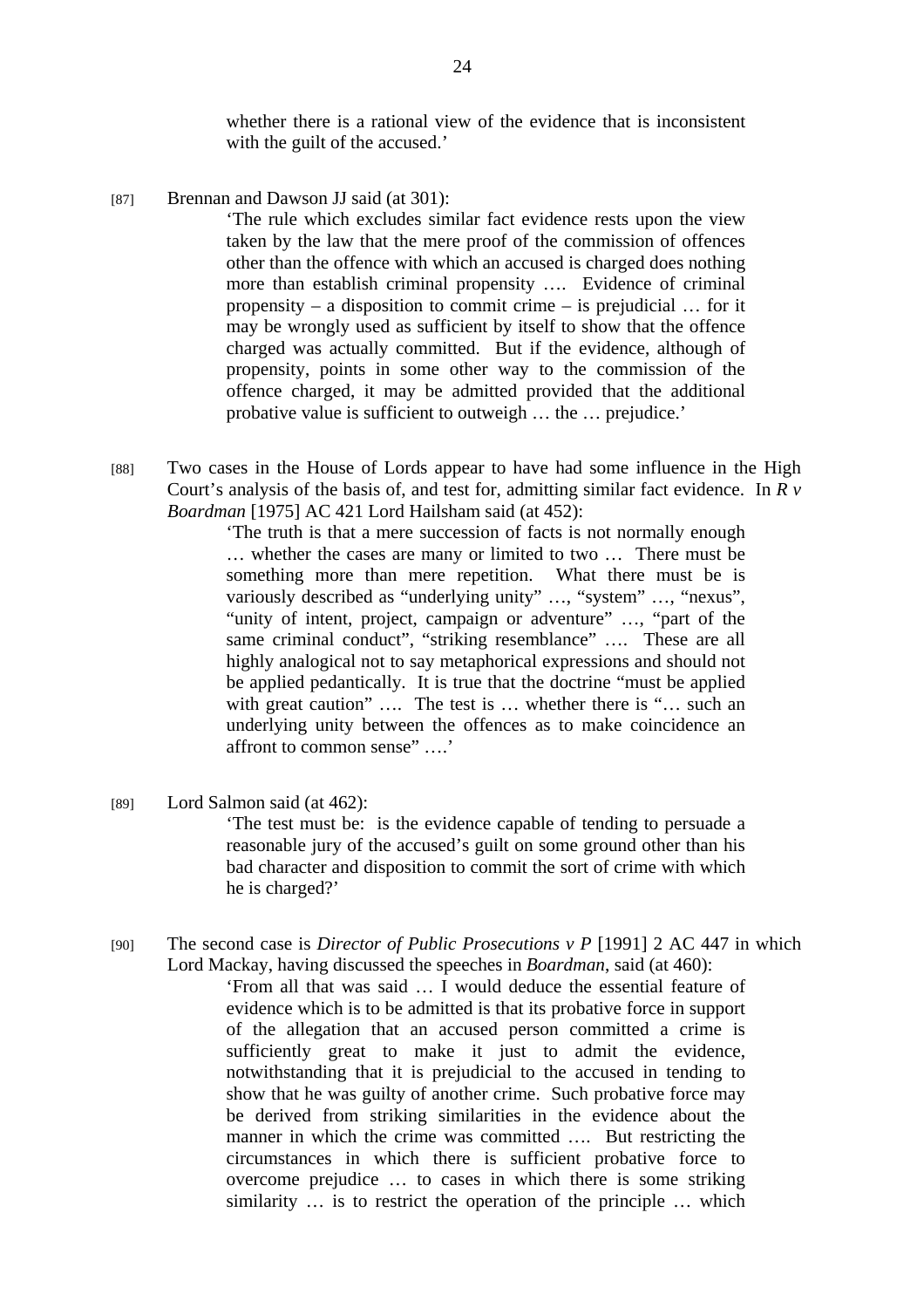> whether there is a rational view of the evidence that is inconsistent with the guilt of the accused.'

[87] Brennan and Dawson JJ said (at 301):

> 'The rule which excludes similar fact evidence rests upon the view taken by the law that the mere proof of the commission of offences other than the offence with which an accused is charged does nothing more than establish criminal propensity …. Evidence of criminal propensity – a disposition to commit crime – is prejudicial … for it may be wrongly used as sufficient by itself to show that the offence charged was actually committed. But if the evidence, although of propensity, points in some other way to the commission of the offence charged, it may be admitted provided that the additional probative value is sufficient to outweigh … the … prejudice.'

[88] Two cases in the House of Lords appear to have had some influence in the High Court's analysis of the basis of, and test for, admitting similar fact evidence. In *R v Boardman* [1975] AC 421 Lord Hailsham said (at 452):

> 'The truth is that a mere succession of facts is not normally enough … whether the cases are many or limited to two … There must be something more than mere repetition. What there must be is variously described as "underlying unity" …, "system" …, "nexus", "unity of intent, project, campaign or adventure" …, "part of the same criminal conduct", "striking resemblance" …. These are all highly analogical not to say metaphorical expressions and should not be applied pedantically. It is true that the doctrine "must be applied with great caution" …. The test is … whether there is "… such an underlying unity between the offences as to make coincidence an affront to common sense" ….'

[89] Lord Salmon said (at 462):

> 'The test must be: is the evidence capable of tending to persuade a reasonable jury of the accused's guilt on some ground other than his bad character and disposition to commit the sort of crime with which he is charged?'

[90] The second case is *Director of Public Prosecutions v P* [1991] 2 AC 447 in which Lord Mackay, having discussed the speeches in *Boardman*, said (at 460):

> 'From all that was said … I would deduce the essential feature of evidence which is to be admitted is that its probative force in support of the allegation that an accused person committed a crime is sufficiently great to make it just to admit the evidence, notwithstanding that it is prejudicial to the accused in tending to show that he was guilty of another crime. Such probative force may be derived from striking similarities in the evidence about the manner in which the crime was committed …. But restricting the circumstances in which there is sufficient probative force to overcome prejudice … to cases in which there is some striking similarity … is to restrict the operation of the principle … which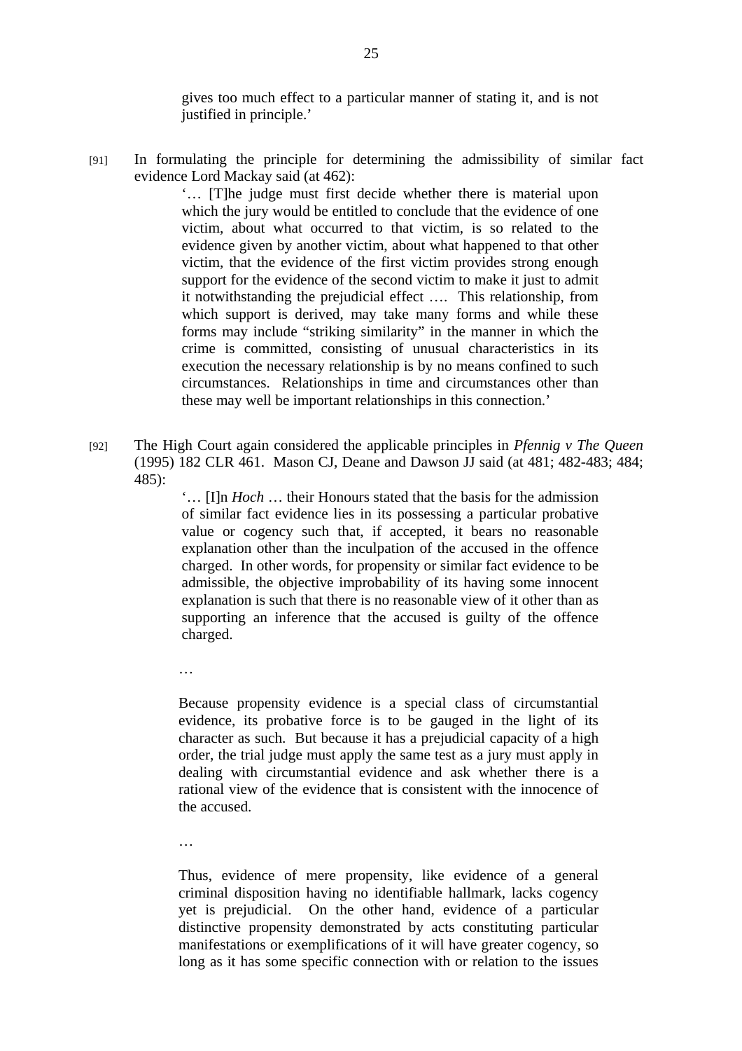> gives too much effect to a particular manner of stating it, and is not justified in principle.'

[91] In formulating the principle for determining the admissibility of similar fact evidence Lord Mackay said (at 462):

> '… [T]he judge must first decide whether there is material upon which the jury would be entitled to conclude that the evidence of one victim, about what occurred to that victim, is so related to the evidence given by another victim, about what happened to that other victim, that the evidence of the first victim provides strong enough support for the evidence of the second victim to make it just to admit it notwithstanding the prejudicial effect …. This relationship, from which support is derived, may take many forms and while these forms may include "striking similarity" in the manner in which the crime is committed, consisting of unusual characteristics in its execution the necessary relationship is by no means confined to such circumstances. Relationships in time and circumstances other than these may well be important relationships in this connection.'

[92] The High Court again considered the applicable principles in *Pfennig v The Queen* (1995) 182 CLR 461. Mason CJ, Deane and Dawson JJ said (at 481; 482-483; 484; 485):

> '… [I]n *Hoch* … their Honours stated that the basis for the admission of similar fact evidence lies in its possessing a particular probative value or cogency such that, if accepted, it bears no reasonable explanation other than the inculpation of the accused in the offence charged. In other words, for propensity or similar fact evidence to be admissible, the objective improbability of its having some innocent explanation is such that there is no reasonable view of it other than as supporting an inference that the accused is guilty of the offence charged.
>
> …
>
> Because propensity evidence is a special class of circumstantial evidence, its probative force is to be gauged in the light of its character as such. But because it has a prejudicial capacity of a high order, the trial judge must apply the same test as a jury must apply in dealing with circumstantial evidence and ask whether there is a rational view of the evidence that is consistent with the innocence of the accused.
>
> …
>
> Thus, evidence of mere propensity, like evidence of a general criminal disposition having no identifiable hallmark, lacks cogency yet is prejudicial. On the other hand, evidence of a particular distinctive propensity demonstrated by acts constituting particular manifestations or exemplifications of it will have greater cogency, so long as it has some specific connection with or relation to the issues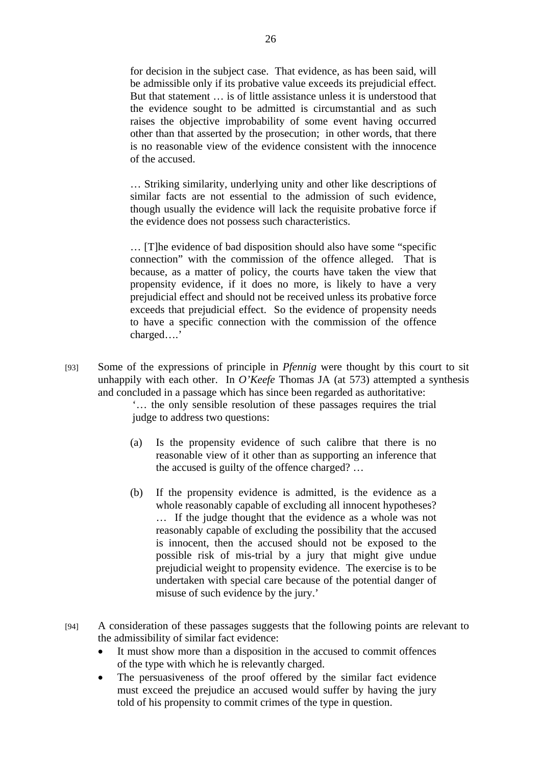> for decision in the subject case. That evidence, as has been said, will be admissible only if its probative value exceeds its prejudicial effect. But that statement … is of little assistance unless it is understood that the evidence sought to be admitted is circumstantial and as such raises the objective improbability of some event having occurred other than that asserted by the prosecution; in other words, that there is no reasonable view of the evidence consistent with the innocence of the accused.
>
> … Striking similarity, underlying unity and other like descriptions of similar facts are not essential to the admission of such evidence, though usually the evidence will lack the requisite probative force if the evidence does not possess such characteristics.
>
> … [T]he evidence of bad disposition should also have some "specific connection" with the commission of the offence alleged. That is because, as a matter of policy, the courts have taken the view that propensity evidence, if it does no more, is likely to have a very prejudicial effect and should not be received unless its probative force exceeds that prejudicial effect. So the evidence of propensity needs to have a specific connection with the commission of the offence charged….'

[93] Some of the expressions of principle in *Pfennig* were thought by this court to sit unhappily with each other. In *O'Keefe* Thomas JA (at 573) attempted a synthesis and concluded in a passage which has since been regarded as authoritative:

> '… the only sensible resolution of these passages requires the trial judge to address two questions:
>
> (a) Is the propensity evidence of such calibre that there is no reasonable view of it other than as supporting an inference that the accused is guilty of the offence charged? …
>
> (b) If the propensity evidence is admitted, is the evidence as a whole reasonably capable of excluding all innocent hypotheses? … If the judge thought that the evidence as a whole was not reasonably capable of excluding the possibility that the accused is innocent, then the accused should not be exposed to the possible risk of mis-trial by a jury that might give undue prejudicial weight to propensity evidence. The exercise is to be undertaken with special care because of the potential danger of misuse of such evidence by the jury.'

[94] A consideration of these passages suggests that the following points are relevant to the admissibility of similar fact evidence:

- It must show more than a disposition in the accused to commit offences of the type with which he is relevantly charged.
- The persuasiveness of the proof offered by the similar fact evidence must exceed the prejudice an accused would suffer by having the jury told of his propensity to commit crimes of the type in question.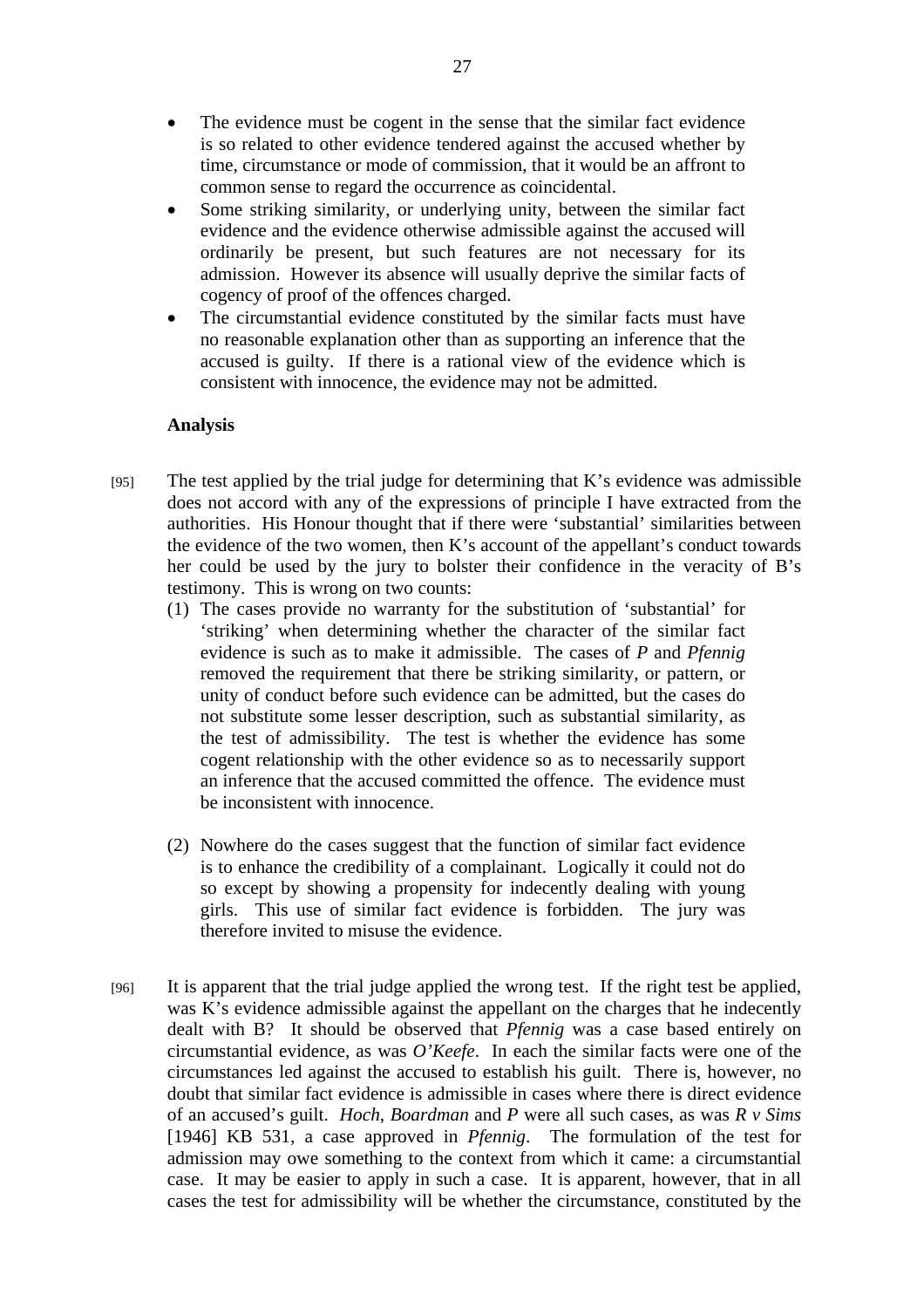- The evidence must be cogent in the sense that the similar fact evidence is so related to other evidence tendered against the accused whether by time, circumstance or mode of commission, that it would be an affront to common sense to regard the occurrence as coincidental.
- Some striking similarity, or underlying unity, between the similar fact evidence and the evidence otherwise admissible against the accused will ordinarily be present, but such features are not necessary for its admission. However its absence will usually deprive the similar facts of cogency of proof of the offences charged.
- The circumstantial evidence constituted by the similar facts must have no reasonable explanation other than as supporting an inference that the accused is guilty. If there is a rational view of the evidence which is consistent with innocence, the evidence may not be admitted.

**Analysis**

[95] The test applied by the trial judge for determining that K's evidence was admissible does not accord with any of the expressions of principle I have extracted from the authorities. His Honour thought that if there were 'substantial' similarities between the evidence of the two women, then K's account of the appellant's conduct towards her could be used by the jury to bolster their confidence in the veracity of B's testimony. This is wrong on two counts:

(1) The cases provide no warranty for the substitution of 'substantial' for 'striking' when determining whether the character of the similar fact evidence is such as to make it admissible. The cases of *P* and *Pfennig* removed the requirement that there be striking similarity, or pattern, or unity of conduct before such evidence can be admitted, but the cases do not substitute some lesser description, such as substantial similarity, as the test of admissibility. The test is whether the evidence has some cogent relationship with the other evidence so as to necessarily support an inference that the accused committed the offence. The evidence must be inconsistent with innocence.

(2) Nowhere do the cases suggest that the function of similar fact evidence is to enhance the credibility of a complainant. Logically it could not do so except by showing a propensity for indecently dealing with young girls. This use of similar fact evidence is forbidden. The jury was therefore invited to misuse the evidence.

[96] It is apparent that the trial judge applied the wrong test. If the right test be applied, was K's evidence admissible against the appellant on the charges that he indecently dealt with B? It should be observed that *Pfennig* was a case based entirely on circumstantial evidence, as was *O'Keefe*. In each the similar facts were one of the circumstances led against the accused to establish his guilt. There is, however, no doubt that similar fact evidence is admissible in cases where there is direct evidence of an accused's guilt. *Hoch*, *Boardman* and *P* were all such cases, as was *R v Sims* [1946] KB 531, a case approved in *Pfennig*. The formulation of the test for admission may owe something to the context from which it came: a circumstantial case. It may be easier to apply in such a case. It is apparent, however, that in all cases the test for admissibility will be whether the circumstance, constituted by the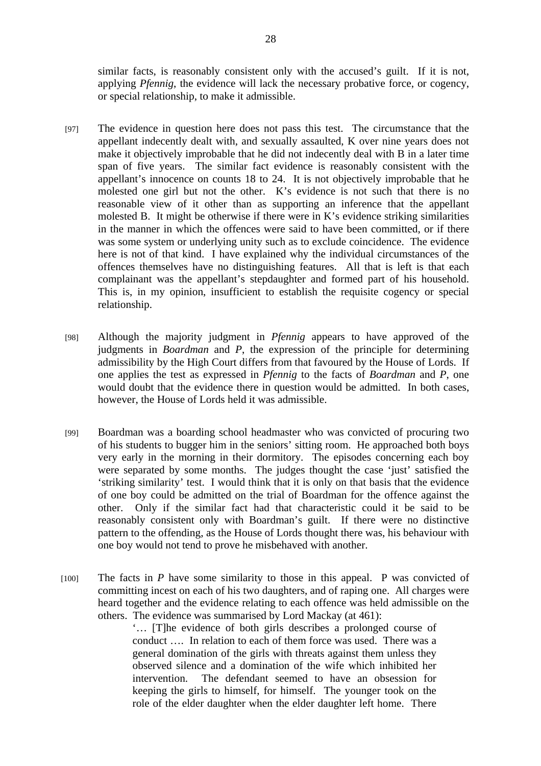similar facts, is reasonably consistent only with the accused's guilt. If it is not, applying *Pfennig*, the evidence will lack the necessary probative force, or cogency, or special relationship, to make it admissible.

[97] The evidence in question here does not pass this test. The circumstance that the appellant indecently dealt with, and sexually assaulted, K over nine years does not make it objectively improbable that he did not indecently deal with B in a later time span of five years. The similar fact evidence is reasonably consistent with the appellant's innocence on counts 18 to 24. It is not objectively improbable that he molested one girl but not the other. K's evidence is not such that there is no reasonable view of it other than as supporting an inference that the appellant molested B. It might be otherwise if there were in K's evidence striking similarities in the manner in which the offences were said to have been committed, or if there was some system or underlying unity such as to exclude coincidence. The evidence here is not of that kind. I have explained why the individual circumstances of the offences themselves have no distinguishing features. All that is left is that each complainant was the appellant's stepdaughter and formed part of his household. This is, in my opinion, insufficient to establish the requisite cogency or special relationship.

[98] Although the majority judgment in *Pfennig* appears to have approved of the judgments in *Boardman* and *P*, the expression of the principle for determining admissibility by the High Court differs from that favoured by the House of Lords. If one applies the test as expressed in *Pfennig* to the facts of *Boardman* and *P*, one would doubt that the evidence there in question would be admitted. In both cases, however, the House of Lords held it was admissible.

[99] Boardman was a boarding school headmaster who was convicted of procuring two of his students to bugger him in the seniors' sitting room. He approached both boys very early in the morning in their dormitory. The episodes concerning each boy were separated by some months. The judges thought the case 'just' satisfied the 'striking similarity' test. I would think that it is only on that basis that the evidence of one boy could be admitted on the trial of Boardman for the offence against the other. Only if the similar fact had that characteristic could it be said to be reasonably consistent only with Boardman's guilt. If there were no distinctive pattern to the offending, as the House of Lords thought there was, his behaviour with one boy would not tend to prove he misbehaved with another.

[100] The facts in *P* have some similarity to those in this appeal. P was convicted of committing incest on each of his two daughters, and of raping one. All charges were heard together and the evidence relating to each offence was held admissible on the others. The evidence was summarised by Lord Mackay (at 461):

> '… [T]he evidence of both girls describes a prolonged course of conduct …. In relation to each of them force was used. There was a general domination of the girls with threats against them unless they observed silence and a domination of the wife which inhibited her intervention. The defendant seemed to have an obsession for keeping the girls to himself, for himself. The younger took on the role of the elder daughter when the elder daughter left home. There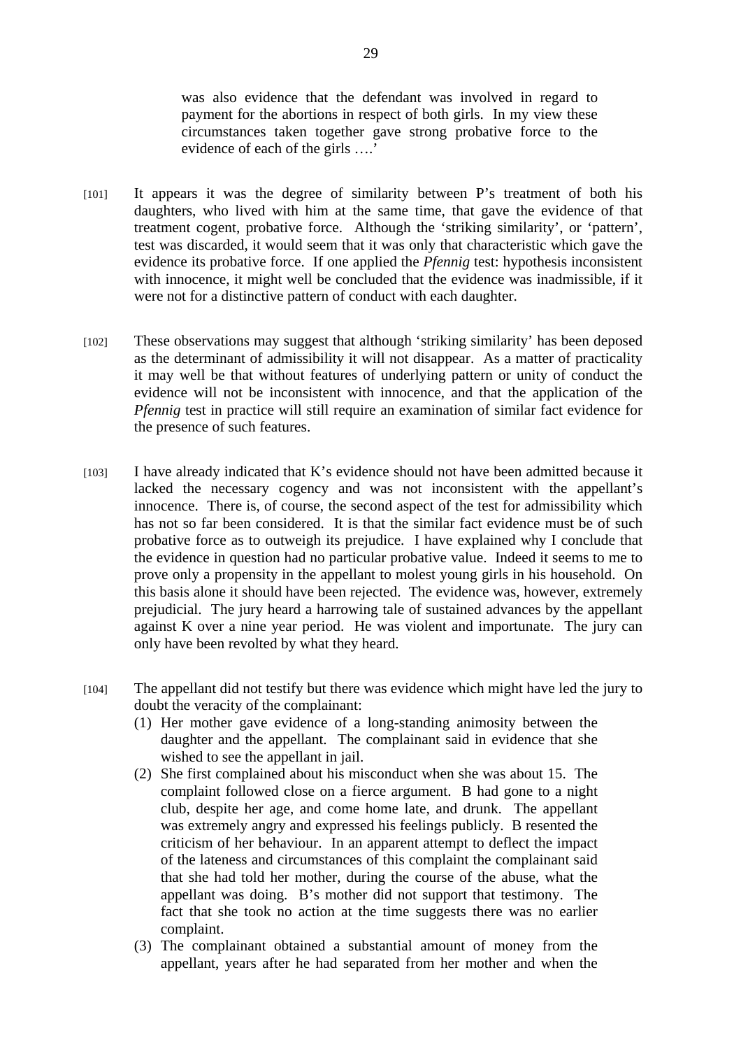> was also evidence that the defendant was involved in regard to payment for the abortions in respect of both girls. In my view these circumstances taken together gave strong probative force to the evidence of each of the girls ….'

[101] It appears it was the degree of similarity between P's treatment of both his daughters, who lived with him at the same time, that gave the evidence of that treatment cogent, probative force. Although the 'striking similarity', or 'pattern', test was discarded, it would seem that it was only that characteristic which gave the evidence its probative force. If one applied the *Pfennig* test: hypothesis inconsistent with innocence, it might well be concluded that the evidence was inadmissible, if it were not for a distinctive pattern of conduct with each daughter.

[102] These observations may suggest that although 'striking similarity' has been deposed as the determinant of admissibility it will not disappear. As a matter of practicality it may well be that without features of underlying pattern or unity of conduct the evidence will not be inconsistent with innocence, and that the application of the *Pfennig* test in practice will still require an examination of similar fact evidence for the presence of such features.

[103] I have already indicated that K's evidence should not have been admitted because it lacked the necessary cogency and was not inconsistent with the appellant's innocence. There is, of course, the second aspect of the test for admissibility which has not so far been considered. It is that the similar fact evidence must be of such probative force as to outweigh its prejudice. I have explained why I conclude that the evidence in question had no particular probative value. Indeed it seems to me to prove only a propensity in the appellant to molest young girls in his household. On this basis alone it should have been rejected. The evidence was, however, extremely prejudicial. The jury heard a harrowing tale of sustained advances by the appellant against K over a nine year period. He was violent and importunate. The jury can only have been revolted by what they heard.

[104] The appellant did not testify but there was evidence which might have led the jury to doubt the veracity of the complainant:

(1) Her mother gave evidence of a long-standing animosity between the daughter and the appellant. The complainant said in evidence that she wished to see the appellant in jail.

(2) She first complained about his misconduct when she was about 15. The complaint followed close on a fierce argument. B had gone to a night club, despite her age, and come home late, and drunk. The appellant was extremely angry and expressed his feelings publicly. B resented the criticism of her behaviour. In an apparent attempt to deflect the impact of the lateness and circumstances of this complaint the complainant said that she had told her mother, during the course of the abuse, what the appellant was doing. B's mother did not support that testimony. The fact that she took no action at the time suggests there was no earlier complaint.

(3) The complainant obtained a substantial amount of money from the appellant, years after he had separated from her mother and when the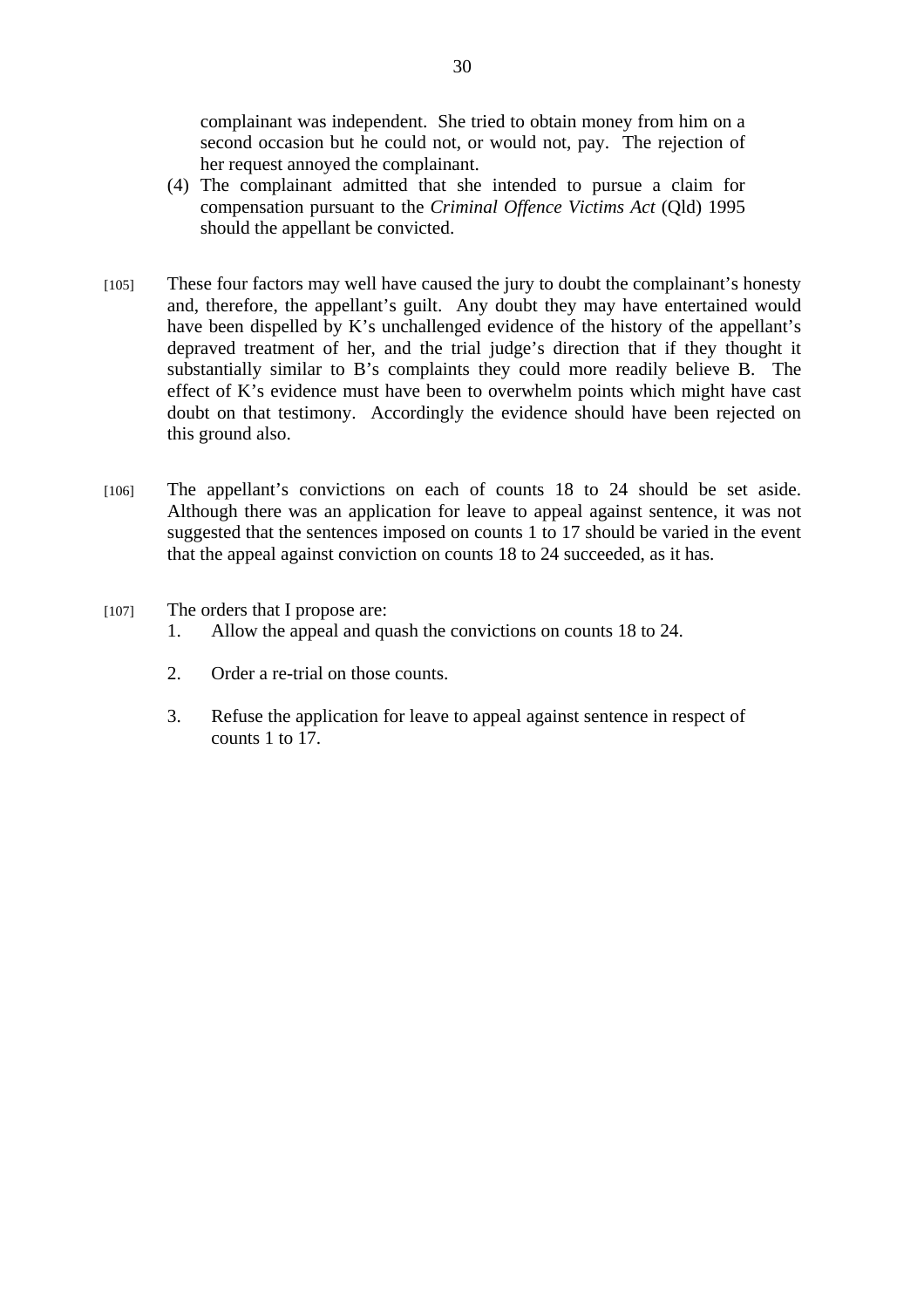complainant was independent. She tried to obtain money from him on a second occasion but he could not, or would not, pay. The rejection of her request annoyed the complainant.

(4) The complainant admitted that she intended to pursue a claim for compensation pursuant to the *Criminal Offence Victims Act* (Qld) 1995 should the appellant be convicted.

[105] These four factors may well have caused the jury to doubt the complainant's honesty and, therefore, the appellant's guilt. Any doubt they may have entertained would have been dispelled by K's unchallenged evidence of the history of the appellant's depraved treatment of her, and the trial judge's direction that if they thought it substantially similar to B's complaints they could more readily believe B. The effect of K's evidence must have been to overwhelm points which might have cast doubt on that testimony. Accordingly the evidence should have been rejected on this ground also.

[106] The appellant's convictions on each of counts 18 to 24 should be set aside. Although there was an application for leave to appeal against sentence, it was not suggested that the sentences imposed on counts 1 to 17 should be varied in the event that the appeal against conviction on counts 18 to 24 succeeded, as it has.

[107] The orders that I propose are:

1. Allow the appeal and quash the convictions on counts 18 to 24.
2. Order a re-trial on those counts.
3. Refuse the application for leave to appeal against sentence in respect of counts 1 to 17.